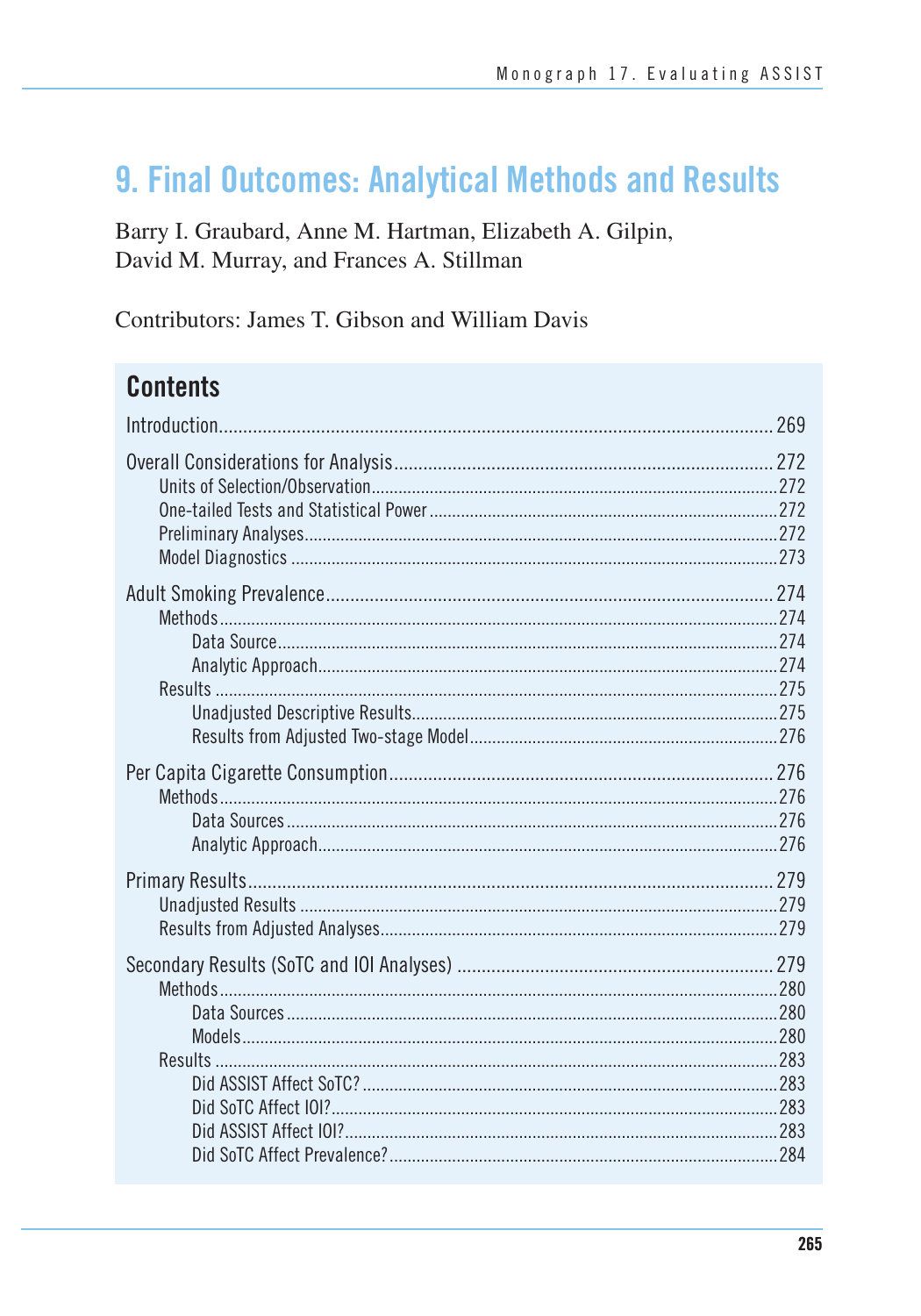# 9. Final Outcomes: Analytical Methods and Results

Barry I. Graubard, Anne M. Hartman, Elizabeth A. Gilpin, David M. Murray, and Frances A. Stillman

Contributors: James T. Gibson and William Davis

## Contents

Introduction .......... 269

Overall Considerations for Analysis .......... 272
- Units of Selection/Observation .......... 272
- One-tailed Tests and Statistical Power .......... 272
- Preliminary Analyses .......... 272
- Model Diagnostics .......... 273

Adult Smoking Prevalence .......... 274
- Methods .......... 274
  - Data Source .......... 274
  - Analytic Approach .......... 274
- Results .......... 275
  - Unadjusted Descriptive Results .......... 275
  - Results from Adjusted Two-stage Model .......... 276

Per Capita Cigarette Consumption .......... 276
- Methods .......... 276
  - Data Sources .......... 276
  - Analytic Approach .......... 276

Primary Results .......... 279
- Unadjusted Results .......... 279
- Results from Adjusted Analyses .......... 279

Secondary Results (SoTC and IOI Analyses) .......... 279
- Methods .......... 280
  - Data Sources .......... 280
  - Models .......... 280
- Results .......... 283
  - Did ASSIST Affect SoTC? .......... 283
  - Did SoTC Affect IOI? .......... 283
  - Did ASSIST Affect IOI? .......... 283
  - Did SoTC Affect Prevalence? .......... 284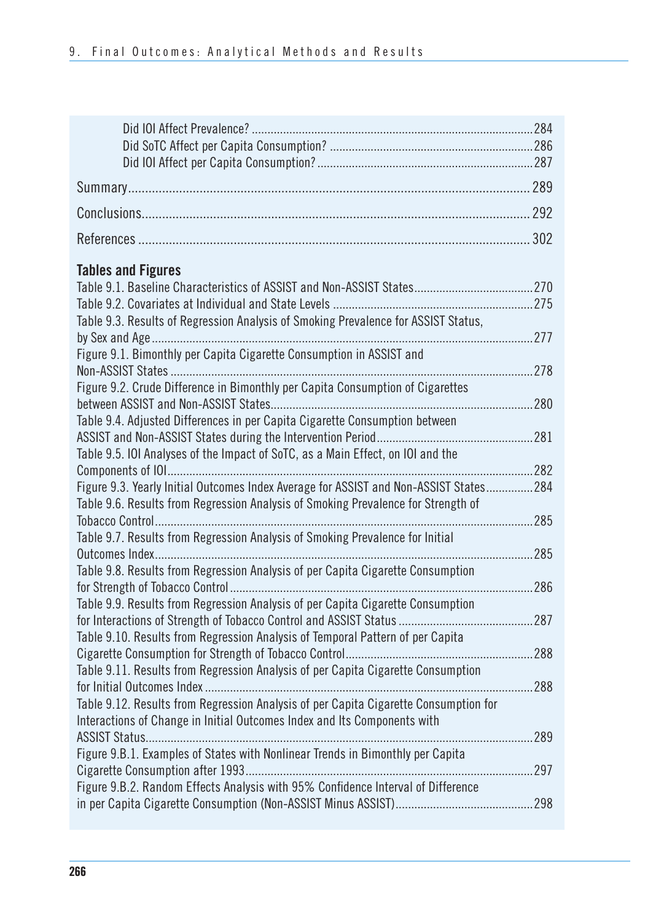Did IOI Affect Prevalence? ........................................................................................284
Did SoTC Affect per Capita Consumption? ................................................................286
Did IOI Affect per Capita Consumption? ....................................................................287

Summary.................................................................................................................... 289

Conclusions................................................................................................................ 292

References ................................................................................................................. 302

**Tables and Figures**

Table 9.1. Baseline Characteristics of ASSIST and Non-ASSIST States......................................270
Table 9.2. Covariates at Individual and State Levels ...............................................................275
Table 9.3. Results of Regression Analysis of Smoking Prevalence for ASSIST Status, by Sex and Age.......................................................................................................................277
Figure 9.1. Bimonthly per Capita Cigarette Consumption in ASSIST and Non-ASSIST States ...................................................................................................................278
Figure 9.2. Crude Difference in Bimonthly per Capita Consumption of Cigarettes between ASSIST and Non-ASSIST States...................................................................................280
Table 9.4. Adjusted Differences in per Capita Cigarette Consumption between ASSIST and Non-ASSIST States during the Intervention Period..................................................281
Table 9.5. IOI Analyses of the Impact of SoTC, as a Main Effect, on IOI and the Components of IOI...................................................................................................................282
Figure 9.3. Yearly Initial Outcomes Index Average for ASSIST and Non-ASSIST States...............284
Table 9.6. Results from Regression Analysis of Smoking Prevalence for Strength of Tobacco Control.......................................................................................................................285
Table 9.7. Results from Regression Analysis of Smoking Prevalence for Initial Outcomes Index.......................................................................................................................285
Table 9.8. Results from Regression Analysis of per Capita Cigarette Consumption for Strength of Tobacco Control ...............................................................................................286
Table 9.9. Results from Regression Analysis of per Capita Cigarette Consumption for Interactions of Strength of Tobacco Control and ASSIST Status ...........................................287
Table 9.10. Results from Regression Analysis of Temporal Pattern of per Capita Cigarette Consumption for Strength of Tobacco Control...........................................................288
Table 9.11. Results from Regression Analysis of per Capita Cigarette Consumption for Initial Outcomes Index .......................................................................................................288
Table 9.12. Results from Regression Analysis of per Capita Cigarette Consumption for Interactions of Change in Initial Outcomes Index and Its Components with ASSIST Status.........................................................................................................................289
Figure 9.B.1. Examples of States with Nonlinear Trends in Bimonthly per Capita Cigarette Consumption after 1993...........................................................................................297
Figure 9.B.2. Random Effects Analysis with 95% Confidence Interval of Difference in per Capita Cigarette Consumption (Non-ASSIST Minus ASSIST)............................................298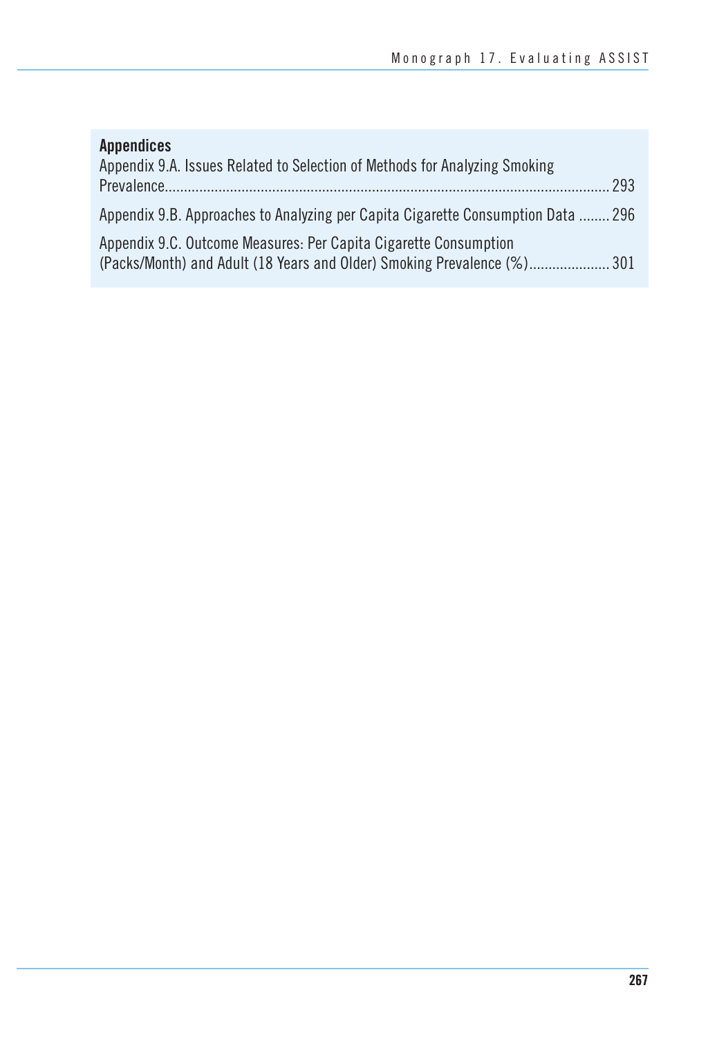**Appendices**

Appendix 9.A. Issues Related to Selection of Methods for Analyzing Smoking Prevalence.................................................................................................................. 293

Appendix 9.B. Approaches to Analyzing per Capita Cigarette Consumption Data ........ 296

Appendix 9.C. Outcome Measures: Per Capita Cigarette Consumption (Packs/Month) and Adult (18 Years and Older) Smoking Prevalence (%)..................... 301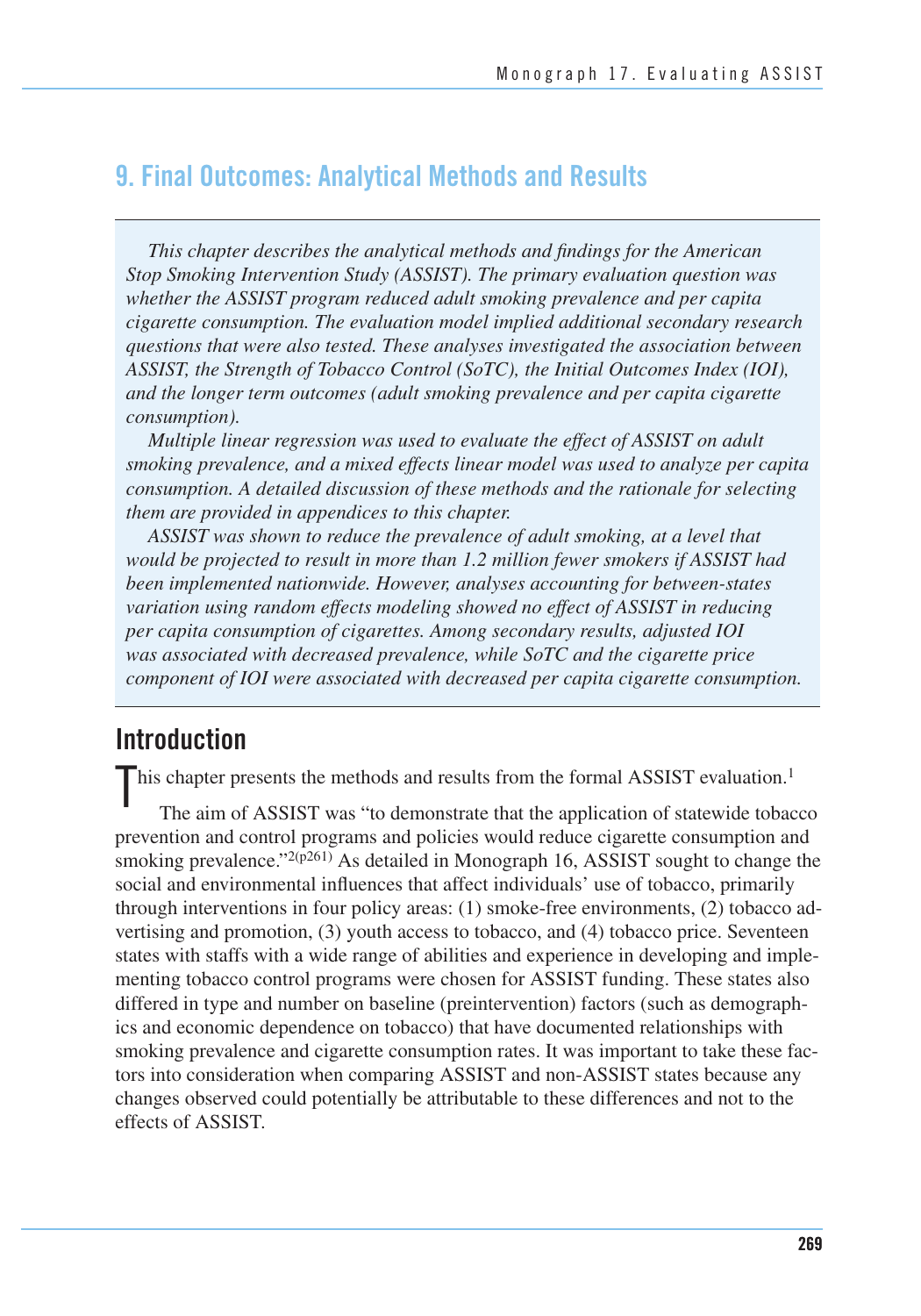## 9. Final Outcomes: Analytical Methods and Results

*This chapter describes the analytical methods and findings for the American Stop Smoking Intervention Study (ASSIST). The primary evaluation question was whether the ASSIST program reduced adult smoking prevalence and per capita cigarette consumption. The evaluation model implied additional secondary research questions that were also tested. These analyses investigated the association between ASSIST, the Strength of Tobacco Control (SoTC), the Initial Outcomes Index (IOI), and the longer term outcomes (adult smoking prevalence and per capita cigarette consumption).*

*Multiple linear regression was used to evaluate the effect of ASSIST on adult smoking prevalence, and a mixed effects linear model was used to analyze per capita consumption. A detailed discussion of these methods and the rationale for selecting them are provided in appendices to this chapter.*

*ASSIST was shown to reduce the prevalence of adult smoking, at a level that would be projected to result in more than 1.2 million fewer smokers if ASSIST had been implemented nationwide. However, analyses accounting for between-states variation using random effects modeling showed no effect of ASSIST in reducing per capita consumption of cigarettes. Among secondary results, adjusted IOI was associated with decreased prevalence, while SoTC and the cigarette price component of IOI were associated with decreased per capita cigarette consumption.*

## Introduction

This chapter presents the methods and results from the formal ASSIST evaluation.[1]

The aim of ASSIST was "to demonstrate that the application of statewide tobacco prevention and control programs and policies would reduce cigarette consumption and smoking prevalence."[2(p261)] As detailed in Monograph 16, ASSIST sought to change the social and environmental influences that affect individuals' use of tobacco, primarily through interventions in four policy areas: (1) smoke-free environments, (2) tobacco advertising and promotion, (3) youth access to tobacco, and (4) tobacco price. Seventeen states with staffs with a wide range of abilities and experience in developing and implementing tobacco control programs were chosen for ASSIST funding. These states also differed in type and number on baseline (preintervention) factors (such as demographics and economic dependence on tobacco) that have documented relationships with smoking prevalence and cigarette consumption rates. It was important to take these factors into consideration when comparing ASSIST and non-ASSIST states because any changes observed could potentially be attributable to these differences and not to the effects of ASSIST.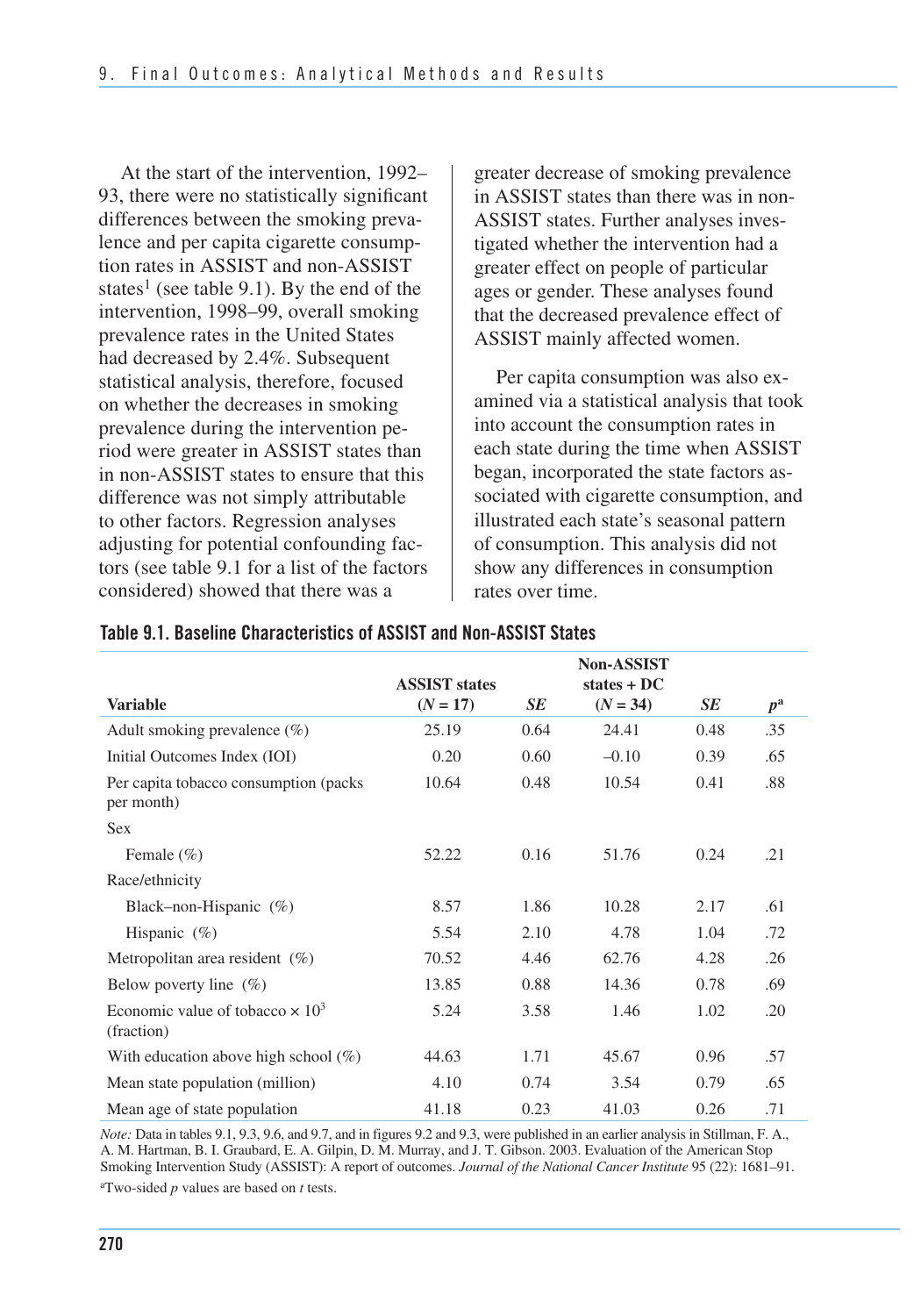At the start of the intervention, 1992–93, there were no statistically significant differences between the smoking prevalence and per capita cigarette consumption rates in ASSIST and non-ASSIST states[1] (see table 9.1). By the end of the intervention, 1998–99, overall smoking prevalence rates in the United States had decreased by 2.4%. Subsequent statistical analysis, therefore, focused on whether the decreases in smoking prevalence during the intervention period were greater in ASSIST states than in non-ASSIST states to ensure that this difference was not simply attributable to other factors. Regression analyses adjusting for potential confounding factors (see table 9.1 for a list of the factors considered) showed that there was a greater decrease of smoking prevalence in ASSIST states than there was in non-ASSIST states. Further analyses investigated whether the intervention had a greater effect on people of particular ages or gender. These analyses found that the decreased prevalence effect of ASSIST mainly affected women.

Per capita consumption was also examined via a statistical analysis that took into account the consumption rates in each state during the time when ASSIST began, incorporated the state factors associated with cigarette consumption, and illustrated each state's seasonal pattern of consumption. This analysis did not show any differences in consumption rates over time.

**Table 9.1. Baseline Characteristics of ASSIST and Non-ASSIST States**

| Variable | ASSIST states (*N* = 17) | *SE* | Non-ASSIST states + DC (*N* = 34) | *SE* | *p*[a] |
|---|---|---|---|---|---|
| Adult smoking prevalence (%) | 25.19 | 0.64 | 24.41 | 0.48 | .35 |
| Initial Outcomes Index (IOI) | 0.20 | 0.60 | –0.10 | 0.39 | .65 |
| Per capita tobacco consumption (packs per month) | 10.64 | 0.48 | 10.54 | 0.41 | .88 |
| Sex | | | | | |
| Female (%) | 52.22 | 0.16 | 51.76 | 0.24 | .21 |
| Race/ethnicity | | | | | |
| Black–non-Hispanic (%) | 8.57 | 1.86 | 10.28 | 2.17 | .61 |
| Hispanic (%) | 5.54 | 2.10 | 4.78 | 1.04 | .72 |
| Metropolitan area resident (%) | 70.52 | 4.46 | 62.76 | 4.28 | .26 |
| Below poverty line (%) | 13.85 | 0.88 | 14.36 | 0.78 | .69 |
| Economic value of tobacco $\times 10^3$ (fraction) | 5.24 | 3.58 | 1.46 | 1.02 | .20 |
| With education above high school (%) | 44.63 | 1.71 | 45.67 | 0.96 | .57 |
| Mean state population (million) | 4.10 | 0.74 | 3.54 | 0.79 | .65 |
| Mean age of state population | 41.18 | 0.23 | 41.03 | 0.26 | .71 |

*Note:* Data in tables 9.1, 9.3, 9.6, and 9.7, and in figures 9.2 and 9.3, were published in an earlier analysis in Stillman, F. A., A. M. Hartman, B. I. Graubard, E. A. Gilpin, D. M. Murray, and J. T. Gibson. 2003. Evaluation of the American Stop Smoking Intervention Study (ASSIST): A report of outcomes. *Journal of the National Cancer Institute* 95 (22): 1681–91.

[a]Two-sided *p* values are based on *t* tests.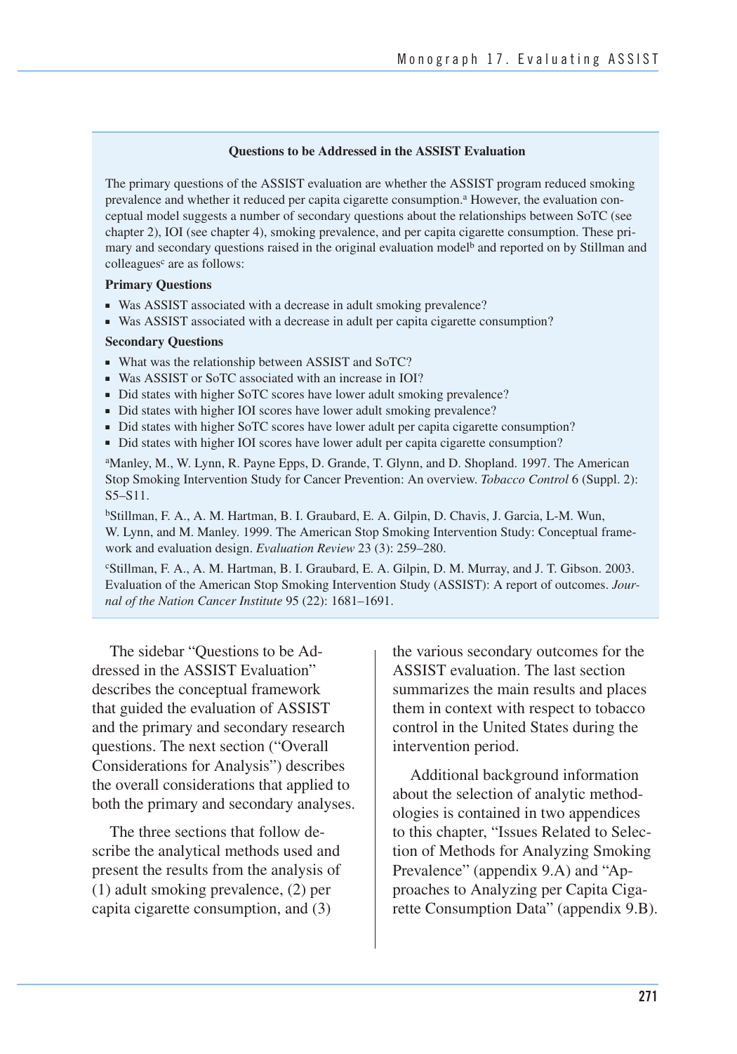### Questions to be Addressed in the ASSIST Evaluation

The primary questions of the ASSIST evaluation are whether the ASSIST program reduced smoking prevalence and whether it reduced per capita cigarette consumption.[a] However, the evaluation conceptual model suggests a number of secondary questions about the relationships between SoTC (see chapter 2), IOI (see chapter 4), smoking prevalence, and per capita cigarette consumption. These primary and secondary questions raised in the original evaluation model[b] and reported on by Stillman and colleagues[c] are as follows:

**Primary Questions**

- Was ASSIST associated with a decrease in adult smoking prevalence?
- Was ASSIST associated with a decrease in adult per capita cigarette consumption?

**Secondary Questions**

- What was the relationship between ASSIST and SoTC?
- Was ASSIST or SoTC associated with an increase in IOI?
- Did states with higher SoTC scores have lower adult smoking prevalence?
- Did states with higher IOI scores have lower adult smoking prevalence?
- Did states with higher SoTC scores have lower adult per capita cigarette consumption?
- Did states with higher IOI scores have lower adult per capita cigarette consumption?

[a]Manley, M., W. Lynn, R. Payne Epps, D. Grande, T. Glynn, and D. Shopland. 1997. The American Stop Smoking Intervention Study for Cancer Prevention: An overview. *Tobacco Control* 6 (Suppl. 2): S5–S11.

[b]Stillman, F. A., A. M. Hartman, B. I. Graubard, E. A. Gilpin, D. Chavis, J. Garcia, L-M. Wun, W. Lynn, and M. Manley. 1999. The American Stop Smoking Intervention Study: Conceptual framework and evaluation design. *Evaluation Review* 23 (3): 259–280.

[c]Stillman, F. A., A. M. Hartman, B. I. Graubard, E. A. Gilpin, D. M. Murray, and J. T. Gibson. 2003. Evaluation of the American Stop Smoking Intervention Study (ASSIST): A report of outcomes. *Journal of the Nation Cancer Institute* 95 (22): 1681–1691.

The sidebar "Questions to be Addressed in the ASSIST Evaluation" describes the conceptual framework that guided the evaluation of ASSIST and the primary and secondary research questions. The next section ("Overall Considerations for Analysis") describes the overall considerations that applied to both the primary and secondary analyses.

The three sections that follow describe the analytical methods used and present the results from the analysis of (1) adult smoking prevalence, (2) per capita cigarette consumption, and (3) the various secondary outcomes for the ASSIST evaluation. The last section summarizes the main results and places them in context with respect to tobacco control in the United States during the intervention period.

Additional background information about the selection of analytic methodologies is contained in two appendices to this chapter, "Issues Related to Selection of Methods for Analyzing Smoking Prevalence" (appendix 9.A) and "Approaches to Analyzing per Capita Cigarette Consumption Data" (appendix 9.B).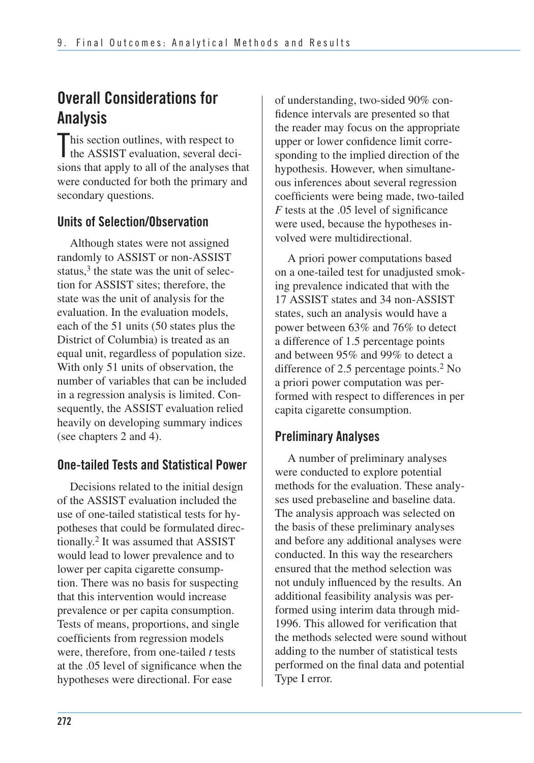## Overall Considerations for Analysis

This section outlines, with respect to the ASSIST evaluation, several decisions that apply to all of the analyses that were conducted for both the primary and secondary questions.

### Units of Selection/Observation

Although states were not assigned randomly to ASSIST or non-ASSIST status,[3] the state was the unit of selection for ASSIST sites; therefore, the state was the unit of analysis for the evaluation. In the evaluation models, each of the 51 units (50 states plus the District of Columbia) is treated as an equal unit, regardless of population size. With only 51 units of observation, the number of variables that can be included in a regression analysis is limited. Consequently, the ASSIST evaluation relied heavily on developing summary indices (see chapters 2 and 4).

### One-tailed Tests and Statistical Power

Decisions related to the initial design of the ASSIST evaluation included the use of one-tailed statistical tests for hypotheses that could be formulated directionally.[2] It was assumed that ASSIST would lead to lower prevalence and to lower per capita cigarette consumption. There was no basis for suspecting that this intervention would increase prevalence or per capita consumption. Tests of means, proportions, and single coefficients from regression models were, therefore, from one-tailed *t* tests at the .05 level of significance when the hypotheses were directional. For ease of understanding, two-sided 90% confidence intervals are presented so that the reader may focus on the appropriate upper or lower confidence limit corresponding to the implied direction of the hypothesis. However, when simultaneous inferences about several regression coefficients were being made, two-tailed *F* tests at the .05 level of significance were used, because the hypotheses involved were multidirectional.

A priori power computations based on a one-tailed test for unadjusted smoking prevalence indicated that with the 17 ASSIST states and 34 non-ASSIST states, such an analysis would have a power between 63% and 76% to detect a difference of 1.5 percentage points and between 95% and 99% to detect a difference of 2.5 percentage points.[2] No a priori power computation was performed with respect to differences in per capita cigarette consumption.

### Preliminary Analyses

A number of preliminary analyses were conducted to explore potential methods for the evaluation. These analyses used prebaseline and baseline data. The analysis approach was selected on the basis of these preliminary analyses and before any additional analyses were conducted. In this way the researchers ensured that the method selection was not unduly influenced by the results. An additional feasibility analysis was performed using interim data through mid-1996. This allowed for verification that the methods selected were sound without adding to the number of statistical tests performed on the final data and potential Type I error.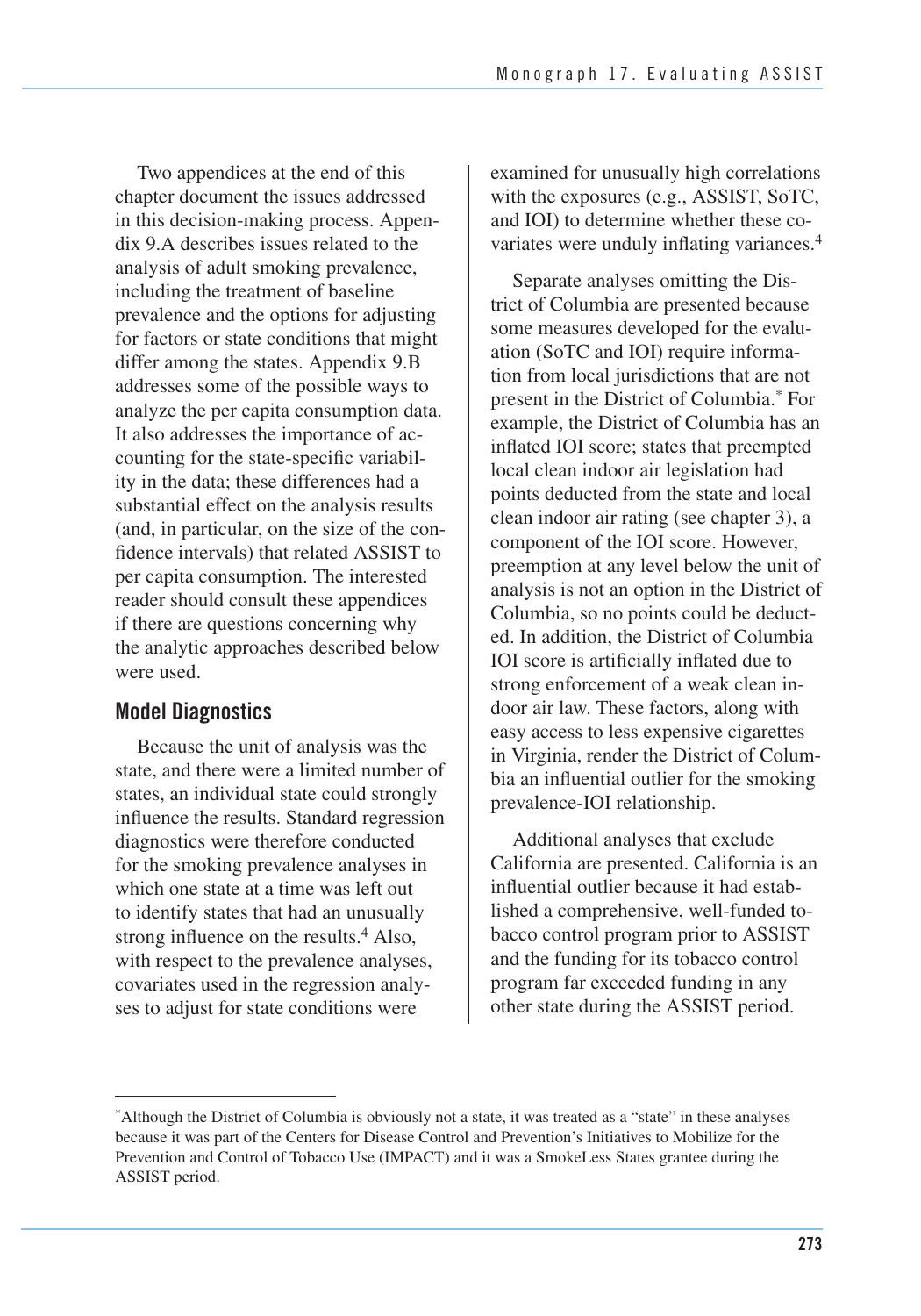Two appendices at the end of this chapter document the issues addressed in this decision-making process. Appendix 9.A describes issues related to the analysis of adult smoking prevalence, including the treatment of baseline prevalence and the options for adjusting for factors or state conditions that might differ among the states. Appendix 9.B addresses some of the possible ways to analyze the per capita consumption data. It also addresses the importance of accounting for the state-specific variability in the data; these differences had a substantial effect on the analysis results (and, in particular, on the size of the confidence intervals) that related ASSIST to per capita consumption. The interested reader should consult these appendices if there are questions concerning why the analytic approaches described below were used.

## Model Diagnostics

Because the unit of analysis was the state, and there were a limited number of states, an individual state could strongly influence the results. Standard regression diagnostics were therefore conducted for the smoking prevalence analyses in which one state at a time was left out to identify states that had an unusually strong influence on the results.[4] Also, with respect to the prevalence analyses, covariates used in the regression analyses to adjust for state conditions were examined for unusually high correlations with the exposures (e.g., ASSIST, SoTC, and IOI) to determine whether these covariates were unduly inflating variances.[4]

Separate analyses omitting the District of Columbia are presented because some measures developed for the evaluation (SoTC and IOI) require information from local jurisdictions that are not present in the District of Columbia.* For example, the District of Columbia has an inflated IOI score; states that preempted local clean indoor air legislation had points deducted from the state and local clean indoor air rating (see chapter 3), a component of the IOI score. However, preemption at any level below the unit of analysis is not an option in the District of Columbia, so no points could be deducted. In addition, the District of Columbia IOI score is artificially inflated due to strong enforcement of a weak clean indoor air law. These factors, along with easy access to less expensive cigarettes in Virginia, render the District of Columbia an influential outlier for the smoking prevalence-IOI relationship.

Additional analyses that exclude California are presented. California is an influential outlier because it had established a comprehensive, well-funded tobacco control program prior to ASSIST and the funding for its tobacco control program far exceeded funding in any other state during the ASSIST period.

---

*Although the District of Columbia is obviously not a state, it was treated as a "state" in these analyses because it was part of the Centers for Disease Control and Prevention's Initiatives to Mobilize for the Prevention and Control of Tobacco Use (IMPACT) and it was a SmokeLess States grantee during the ASSIST period.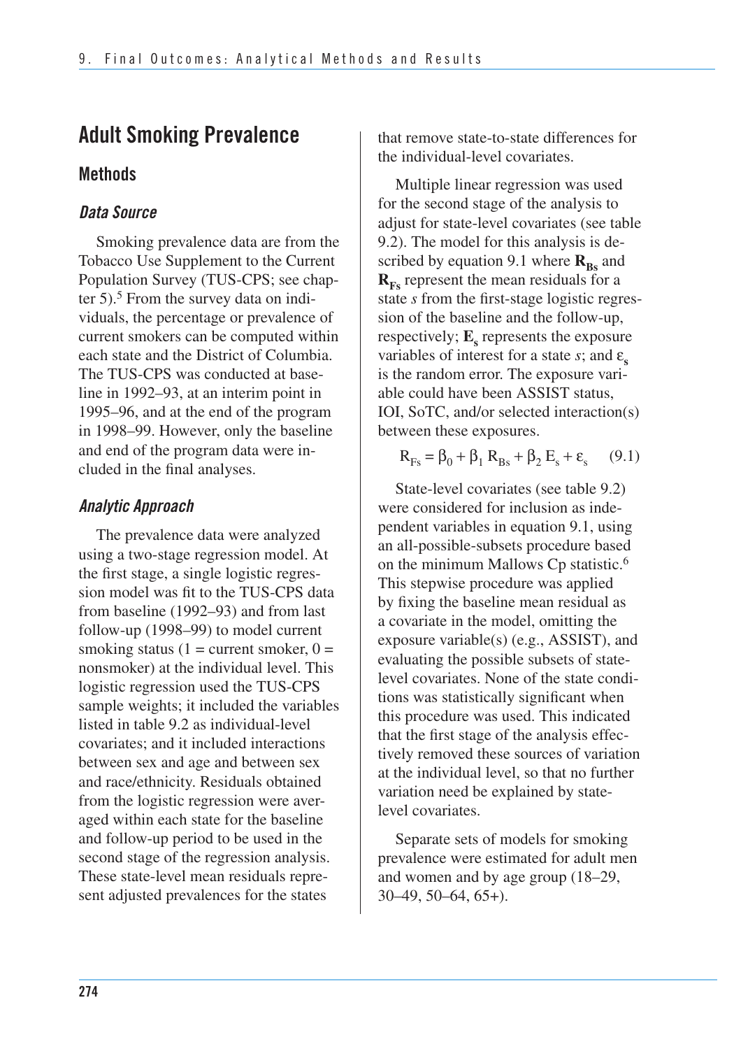# Adult Smoking Prevalence

## Methods

### *Data Source*

Smoking prevalence data are from the Tobacco Use Supplement to the Current Population Survey (TUS-CPS; see chapter 5).[5] From the survey data on individuals, the percentage or prevalence of current smokers can be computed within each state and the District of Columbia. The TUS-CPS was conducted at baseline in 1992–93, at an interim point in 1995–96, and at the end of the program in 1998–99. However, only the baseline and end of the program data were included in the final analyses.

### *Analytic Approach*

The prevalence data were analyzed using a two-stage regression model. At the first stage, a single logistic regression model was fit to the TUS-CPS data from baseline (1992–93) and from last follow-up (1998–99) to model current smoking status (1 = current smoker, 0 = nonsmoker) at the individual level. This logistic regression used the TUS-CPS sample weights; it included the variables listed in table 9.2 as individual-level covariates; and it included interactions between sex and age and between sex and race/ethnicity. Residuals obtained from the logistic regression were averaged within each state for the baseline and follow-up period to be used in the second stage of the regression analysis. These state-level mean residuals represent adjusted prevalences for the states that remove state-to-state differences for the individual-level covariates.

Multiple linear regression was used for the second stage of the analysis to adjust for state-level covariates (see table 9.2). The model for this analysis is described by equation 9.1 where $\mathbf{R_{Bs}}$ and $\mathbf{R_{Fs}}$ represent the mean residuals for a state *s* from the first-stage logistic regression of the baseline and the follow-up, respectively; $\mathbf{E_s}$ represents the exposure variables of interest for a state *s*; and $\varepsilon_s$ is the random error. The exposure variable could have been ASSIST status, IOI, SoTC, and/or selected interaction(s) between these exposures.

$$R_{Fs} = \beta_0 + \beta_1 R_{Bs} + \beta_2 E_s + \varepsilon_s \quad (9.1)$$

State-level covariates (see table 9.2) were considered for inclusion as independent variables in equation 9.1, using an all-possible-subsets procedure based on the minimum Mallows Cp statistic.[6] This stepwise procedure was applied by fixing the baseline mean residual as a covariate in the model, omitting the exposure variable(s) (e.g., ASSIST), and evaluating the possible subsets of state-level covariates. None of the state conditions was statistically significant when this procedure was used. This indicated that the first stage of the analysis effectively removed these sources of variation at the individual level, so that no further variation need be explained by state-level covariates.

Separate sets of models for smoking prevalence were estimated for adult men and women and by age group (18–29, 30–49, 50–64, 65+).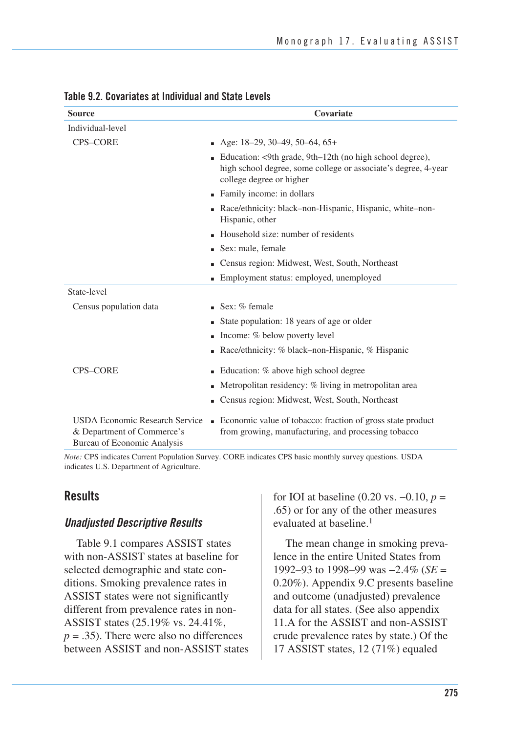**Table 9.2. Covariates at Individual and State Levels**

| Source | Covariate |
|---|---|
| Individual-level | |
| CPS–CORE | ▪ Age: 18–29, 30–49, 50–64, 65+ |
| | ▪ Education: <9th grade, 9th–12th (no high school degree), high school degree, some college or associate's degree, 4-year college degree or higher |
| | ▪ Family income: in dollars |
| | ▪ Race/ethnicity: black–non-Hispanic, Hispanic, white–non-Hispanic, other |
| | ▪ Household size: number of residents |
| | ▪ Sex: male, female |
| | ▪ Census region: Midwest, West, South, Northeast |
| | ▪ Employment status: employed, unemployed |
| State-level | |
| Census population data | ▪ Sex: % female |
| | ▪ State population: 18 years of age or older |
| | ▪ Income: % below poverty level |
| | ▪ Race/ethnicity: % black–non-Hispanic, % Hispanic |
| CPS–CORE | ▪ Education: % above high school degree |
| | ▪ Metropolitan residency: % living in metropolitan area |
| | ▪ Census region: Midwest, West, South, Northeast |
| USDA Economic Research Service & Department of Commerce's Bureau of Economic Analysis | ▪ Economic value of tobacco: fraction of gross state product from growing, manufacturing, and processing tobacco |

*Note:* CPS indicates Current Population Survey. CORE indicates CPS basic monthly survey questions. USDA indicates U.S. Department of Agriculture.

## Results

### *Unadjusted Descriptive Results*

Table 9.1 compares ASSIST states with non-ASSIST states at baseline for selected demographic and state conditions. Smoking prevalence rates in ASSIST states were not significantly different from prevalence rates in non-ASSIST states (25.19% vs. 24.41%, $p = .35$). There were also no differences between ASSIST and non-ASSIST states for IOI at baseline (0.20 vs. −0.10, $p = .65$) or for any of the other measures evaluated at baseline.[1]

The mean change in smoking prevalence in the entire United States from 1992–93 to 1998–99 was −2.4% ($SE$ = 0.20%). Appendix 9.C presents baseline and outcome (unadjusted) prevalence data for all states. (See also appendix 11.A for the ASSIST and non-ASSIST crude prevalence rates by state.) Of the 17 ASSIST states, 12 (71%) equaled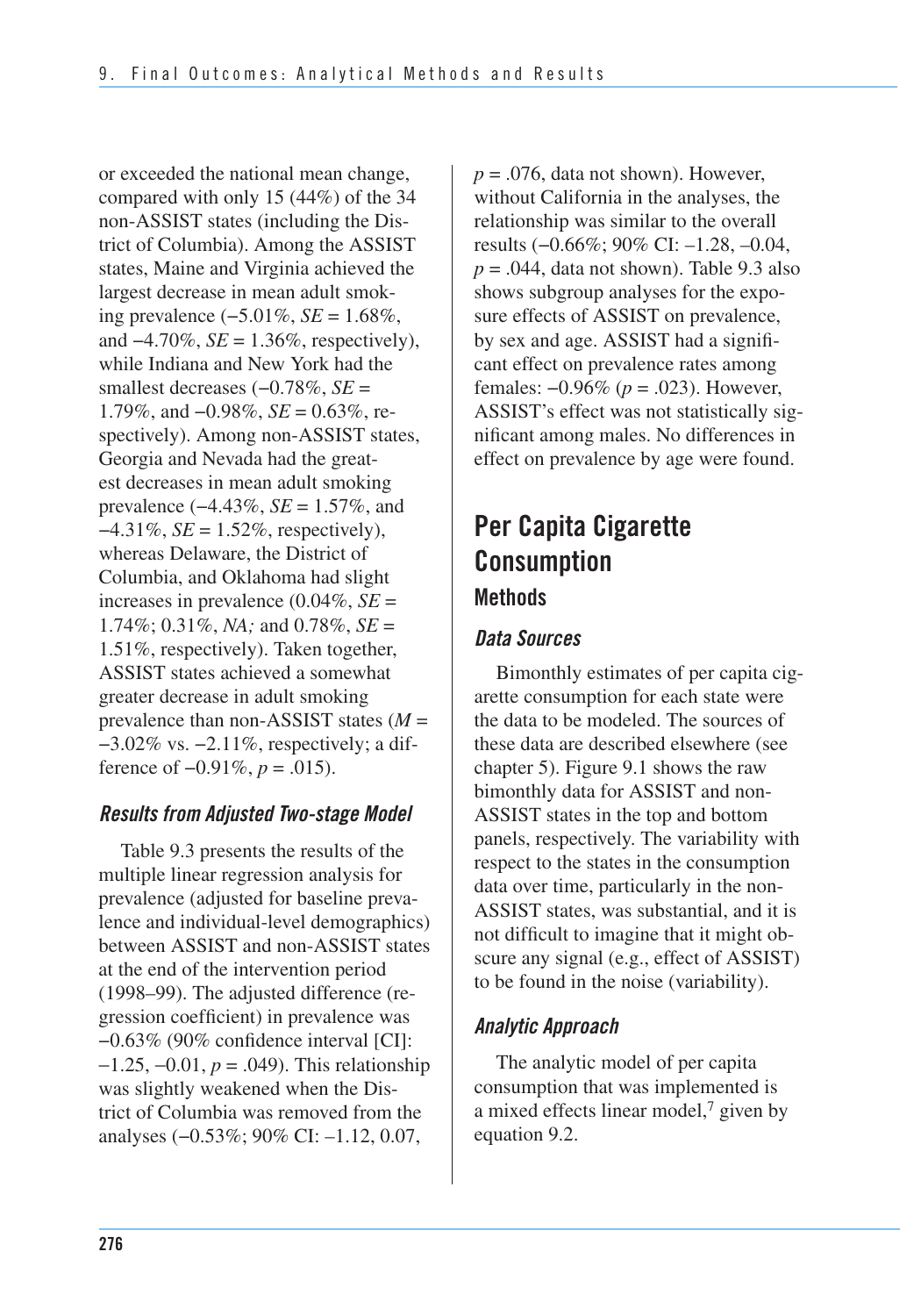or exceeded the national mean change, compared with only 15 (44%) of the 34 non-ASSIST states (including the District of Columbia). Among the ASSIST states, Maine and Virginia achieved the largest decrease in mean adult smoking prevalence (−5.01%, $SE$ = 1.68%, and −4.70%, $SE$ = 1.36%, respectively), while Indiana and New York had the smallest decreases (−0.78%, $SE$ = 1.79%, and −0.98%, $SE$ = 0.63%, respectively). Among non-ASSIST states, Georgia and Nevada had the greatest decreases in mean adult smoking prevalence (−4.43%, $SE$ = 1.57%, and −4.31%, $SE$ = 1.52%, respectively), whereas Delaware, the District of Columbia, and Oklahoma had slight increases in prevalence (0.04%, $SE$ = 1.74%; 0.31%, *NA;* and 0.78%, $SE$ = 1.51%, respectively). Taken together, ASSIST states achieved a somewhat greater decrease in adult smoking prevalence than non-ASSIST states ($M$ = −3.02% vs. −2.11%, respectively; a difference of −0.91%, $p$ = .015).

### *Results from Adjusted Two-stage Model*

Table 9.3 presents the results of the multiple linear regression analysis for prevalence (adjusted for baseline prevalence and individual-level demographics) between ASSIST and non-ASSIST states at the end of the intervention period (1998–99). The adjusted difference (regression coefficient) in prevalence was −0.63% (90% confidence interval [CI]: −1.25, −0.01, $p$ = .049). This relationship was slightly weakened when the District of Columbia was removed from the analyses (−0.53%; 90% CI: –1.12, 0.07, $p$ = .076, data not shown). However, without California in the analyses, the relationship was similar to the overall results (−0.66%; 90% CI: –1.28, –0.04, $p$ = .044, data not shown). Table 9.3 also shows subgroup analyses for the exposure effects of ASSIST on prevalence, by sex and age. ASSIST had a significant effect on prevalence rates among females: −0.96% ($p$ = .023). However, ASSIST's effect was not statistically significant among males. No differences in effect on prevalence by age were found.

## Per Capita Cigarette Consumption

### Methods

#### *Data Sources*

Bimonthly estimates of per capita cigarette consumption for each state were the data to be modeled. The sources of these data are described elsewhere (see chapter 5). Figure 9.1 shows the raw bimonthly data for ASSIST and non-ASSIST states in the top and bottom panels, respectively. The variability with respect to the states in the consumption data over time, particularly in the non-ASSIST states, was substantial, and it is not difficult to imagine that it might obscure any signal (e.g., effect of ASSIST) to be found in the noise (variability).

#### *Analytic Approach*

The analytic model of per capita consumption that was implemented is a mixed effects linear model,[7] given by equation 9.2.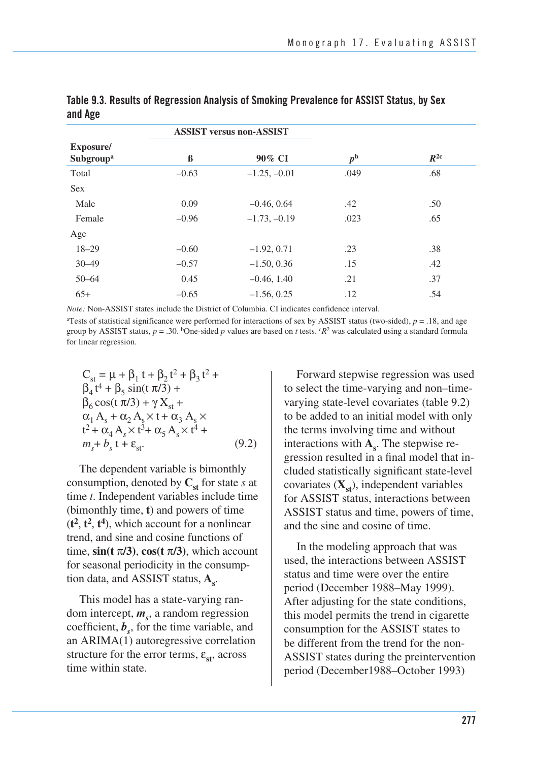**Table 9.3. Results of Regression Analysis of Smoking Prevalence for ASSIST Status, by Sex and Age**

| Exposure/ Subgroup[a] | ASSIST versus non-ASSIST | | | |
|---|---|---|---|---|
| | ß | 90% CI | $p$[b] | $R^{2c}$ |
| Total | –0.63 | –1.25, –0.01 | .049 | .68 |
| Sex | | | | |
| Male | 0.09 | –0.46, 0.64 | .42 | .50 |
| Female | –0.96 | –1.73, –0.19 | .023 | .65 |
| Age | | | | |
| 18–29 | –0.60 | –1.92, 0.71 | .23 | .38 |
| 30–49 | –0.57 | –1.50, 0.36 | .15 | .42 |
| 50–64 | 0.45 | –0.46, 1.40 | .21 | .37 |
| 65+ | –0.65 | –1.56, 0.25 | .12 | .54 |

*Note:* Non-ASSIST states include the District of Columbia. CI indicates confidence interval.

[a]Tests of statistical significance were performed for interactions of sex by ASSIST status (two-sided), $p = .18$, and age group by ASSIST status, $p = .30$. [b]One-sided $p$ values are based on $t$ tests. [c]$R^2$ was calculated using a standard formula for linear regression.

$$C_{st} = \mu + \beta_1 t + \beta_2 t^2 + \beta_3 t^2 + \beta_4 t^4 + \beta_5 \sin(t\,\pi/3) + \beta_6 \cos(t\,\pi/3) + \gamma X_{st} + \alpha_1 A_s + \alpha_2 A_s \times t + \alpha_3 A_s \times t^2 + \alpha_4 A_s \times t^3 + \alpha_5 A_s \times t^4 + m_s + b_s\, t + \varepsilon_{st}. \quad (9.2)$$

The dependent variable is bimonthly consumption, denoted by $\mathbf{C_{st}}$ for state $s$ at time $t$. Independent variables include time (bimonthly time, **t**) and powers of time ($\mathbf{t^2}$, $\mathbf{t^2}$, $\mathbf{t^4}$), which account for a nonlinear trend, and sine and cosine functions of time, $\mathbf{\sin(t\,\pi/3)}$, $\mathbf{\cos(t\,\pi/3)}$, which account for seasonal periodicity in the consumption data, and ASSIST status, $\mathbf{A_s}$.

This model has a state-varying random intercept, $\boldsymbol{m_s}$, a random regression coefficient, $\boldsymbol{b_s}$, for the time variable, and an ARIMA(1) autoregressive correlation structure for the error terms, $\boldsymbol{\varepsilon_{st}}$, across time within state.

Forward stepwise regression was used to select the time-varying and non–time-varying state-level covariates (table 9.2) to be added to an initial model with only the terms involving time and without interactions with $\mathbf{A_s}$. The stepwise regression resulted in a final model that included statistically significant state-level covariates ($\mathbf{X_{st}}$), independent variables for ASSIST status, interactions between ASSIST status and time, powers of time, and the sine and cosine of time.

In the modeling approach that was used, the interactions between ASSIST status and time were over the entire period (December 1988–May 1999). After adjusting for the state conditions, this model permits the trend in cigarette consumption for the ASSIST states to be different from the trend for the non-ASSIST states during the preintervention period (December1988–October 1993)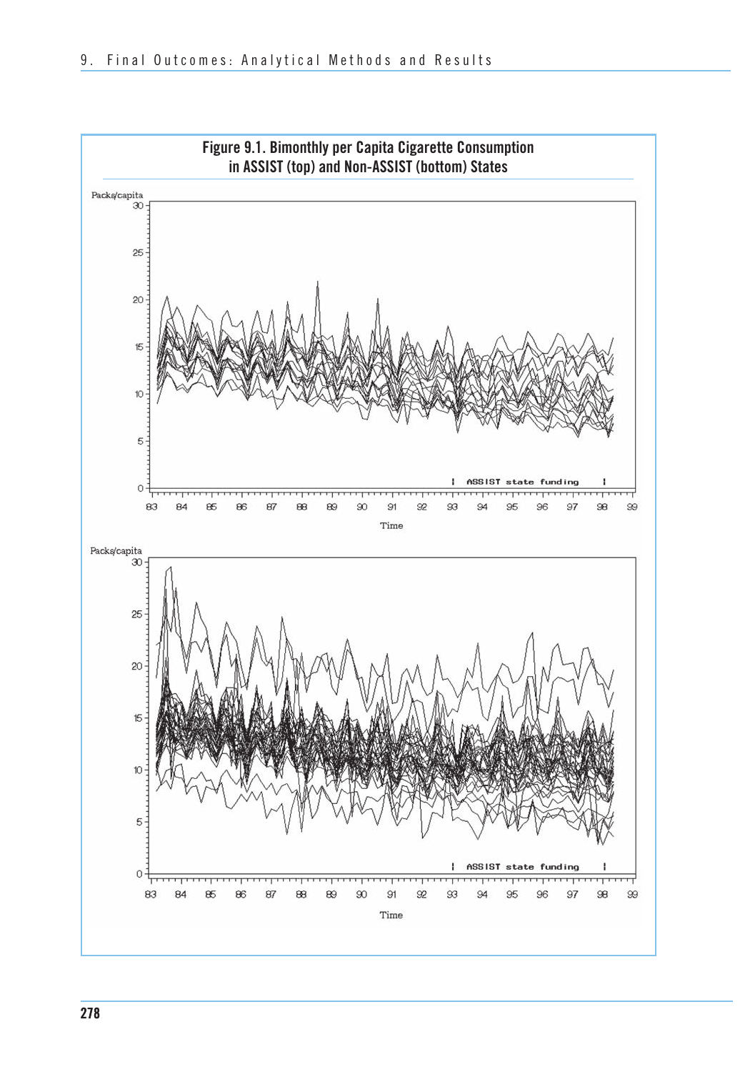**Figure 9.1. Bimonthly per Capita Cigarette Consumption in ASSIST (top) and Non-ASSIST (bottom) States**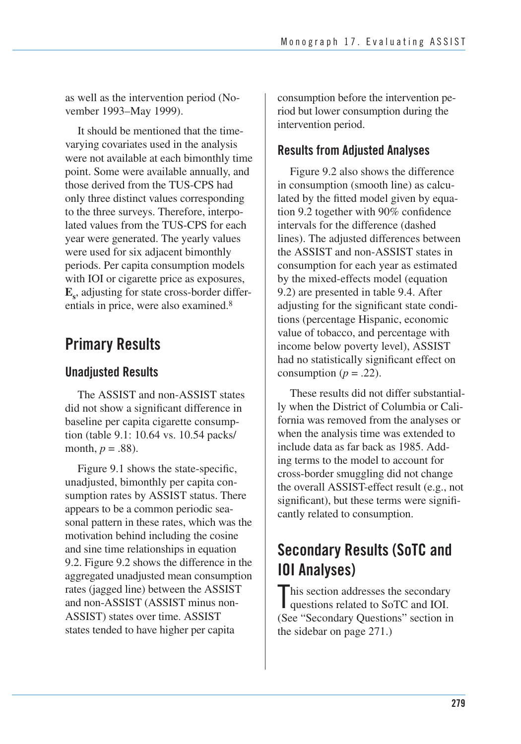as well as the intervention period (November 1993–May 1999).

It should be mentioned that the time-varying covariates used in the analysis were not available at each bimonthly time point. Some were available annually, and those derived from the TUS-CPS had only three distinct values corresponding to the three surveys. Therefore, interpolated values from the TUS-CPS for each year were generated. The yearly values were used for six adjacent bimonthly periods. Per capita consumption models with IOI or cigarette price as exposures, $\mathbf{E}_s$, adjusting for state cross-border differentials in price, were also examined.[8]

## Primary Results

### Unadjusted Results

The ASSIST and non-ASSIST states did not show a significant difference in baseline per capita cigarette consumption (table 9.1: 10.64 vs. 10.54 packs/month, $p = .88$).

Figure 9.1 shows the state-specific, unadjusted, bimonthly per capita consumption rates by ASSIST status. There appears to be a common periodic seasonal pattern in these rates, which was the motivation behind including the cosine and sine time relationships in equation 9.2. Figure 9.2 shows the difference in the aggregated unadjusted mean consumption rates (jagged line) between the ASSIST and non-ASSIST (ASSIST minus non-ASSIST) states over time. ASSIST states tended to have higher per capita consumption before the intervention period but lower consumption during the intervention period.

### Results from Adjusted Analyses

Figure 9.2 also shows the difference in consumption (smooth line) as calculated by the fitted model given by equation 9.2 together with 90% confidence intervals for the difference (dashed lines). The adjusted differences between the ASSIST and non-ASSIST states in consumption for each year as estimated by the mixed-effects model (equation 9.2) are presented in table 9.4. After adjusting for the significant state conditions (percentage Hispanic, economic value of tobacco, and percentage with income below poverty level), ASSIST had no statistically significant effect on consumption ($p = .22$).

These results did not differ substantially when the District of Columbia or California was removed from the analyses or when the analysis time was extended to include data as far back as 1985. Adding terms to the model to account for cross-border smuggling did not change the overall ASSIST-effect result (e.g., not significant), but these terms were significantly related to consumption.

## Secondary Results (SoTC and IOI Analyses)

This section addresses the secondary questions related to SoTC and IOI. (See "Secondary Questions" section in the sidebar on page 271.)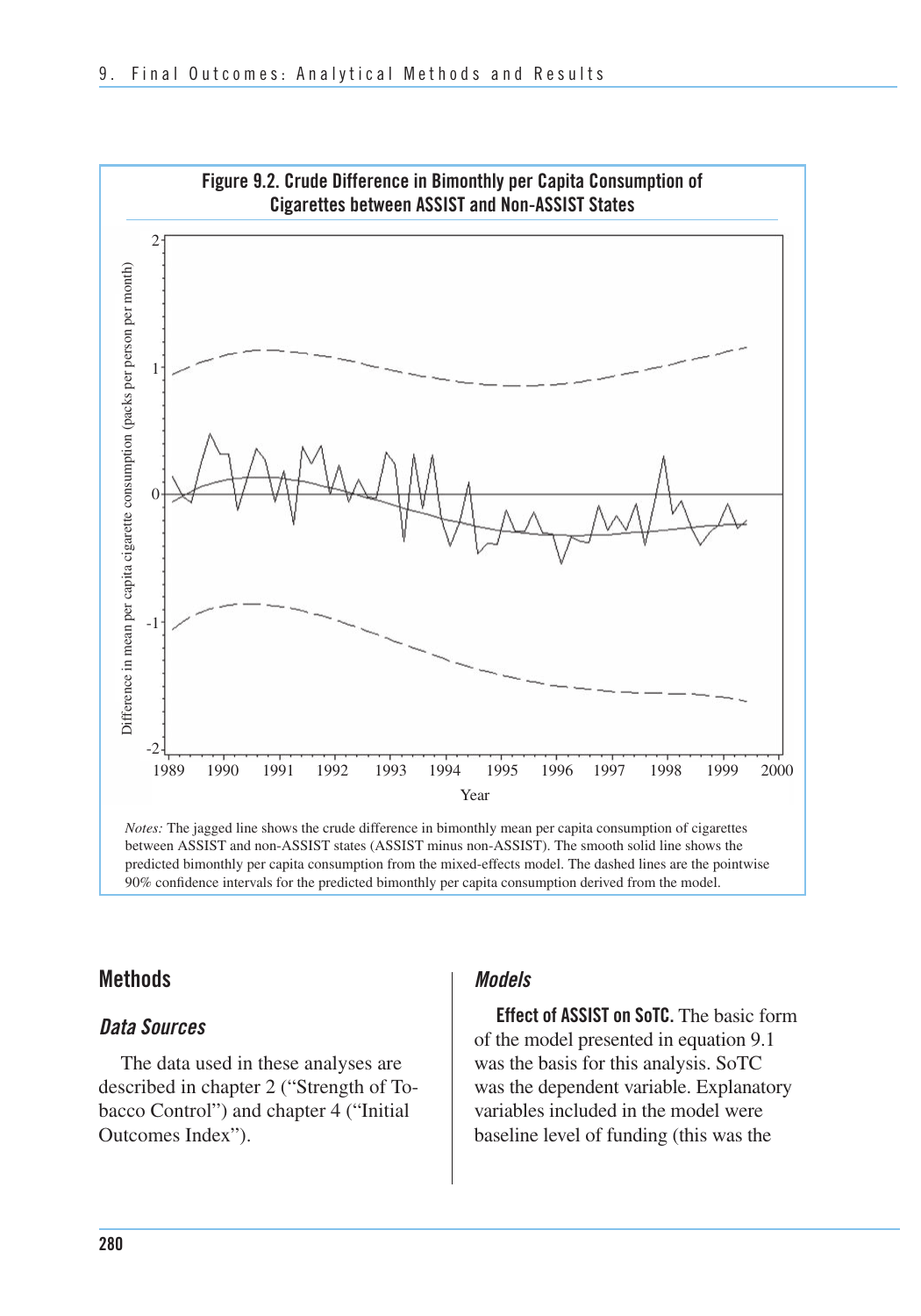**Figure 9.2. Crude Difference in Bimonthly per Capita Consumption of Cigarettes between ASSIST and Non-ASSIST States**

*Notes:* The jagged line shows the crude difference in bimonthly mean per capita consumption of cigarettes between ASSIST and non-ASSIST states (ASSIST minus non-ASSIST). The smooth solid line shows the predicted bimonthly per capita consumption from the mixed-effects model. The dashed lines are the pointwise 90% confidence intervals for the predicted bimonthly per capita consumption derived from the model.

## Methods

### *Data Sources*

The data used in these analyses are described in chapter 2 ("Strength of Tobacco Control") and chapter 4 ("Initial Outcomes Index").

### *Models*

**Effect of ASSIST on SoTC.** The basic form of the model presented in equation 9.1 was the basis for this analysis. SoTC was the dependent variable. Explanatory variables included in the model were baseline level of funding (this was the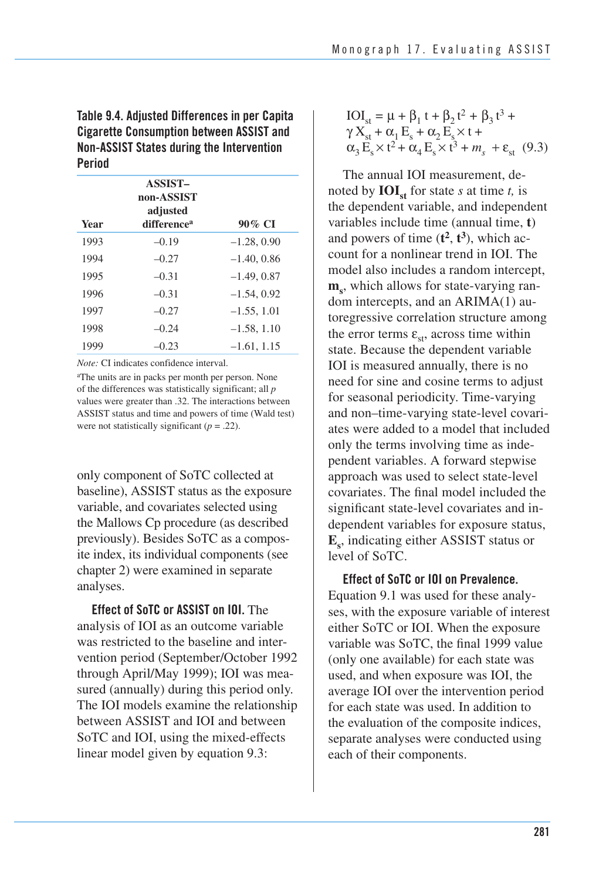**Table 9.4. Adjusted Differences in per Capita Cigarette Consumption between ASSIST and Non-ASSIST States during the Intervention Period**

| Year | ASSIST–non-ASSIST adjusted difference[a] | 90% CI |
|---|---|---|
| 1993 | –0.19 | –1.28, 0.90 |
| 1994 | –0.27 | –1.40, 0.86 |
| 1995 | –0.31 | –1.49, 0.87 |
| 1996 | –0.31 | –1.54, 0.92 |
| 1997 | –0.27 | –1.55, 1.01 |
| 1998 | –0.24 | –1.58, 1.10 |
| 1999 | –0.23 | –1.61, 1.15 |

*Note:* CI indicates confidence interval.

[a]The units are in packs per month per person. None of the differences was statistically significant; all *p* values were greater than .32. The interactions between ASSIST status and time and powers of time (Wald test) were not statistically significant ($p = .22$).

only component of SoTC collected at baseline), ASSIST status as the exposure variable, and covariates selected using the Mallows Cp procedure (as described previously). Besides SoTC as a composite index, its individual components (see chapter 2) were examined in separate analyses.

**Effect of SoTC or ASSIST on IOI.** The analysis of IOI as an outcome variable was restricted to the baseline and intervention period (September/October 1992 through April/May 1999); IOI was measured (annually) during this period only. The IOI models examine the relationship between ASSIST and IOI and between SoTC and IOI, using the mixed-effects linear model given by equation 9.3:

$$IOI_{st} = \mu + \beta_1 t + \beta_2 t^2 + \beta_3 t^3 + \gamma X_{st} + \alpha_1 E_s + \alpha_2 E_s \times t + \alpha_3 E_s \times t^2 + \alpha_4 E_s \times t^3 + m_s + \varepsilon_{st} \quad (9.3)$$

The annual IOI measurement, denoted by $\mathbf{IOI_{st}}$ for state *s* at time *t,* is the dependent variable, and independent variables include time (annual time, $\mathbf{t}$) and powers of time ($\mathbf{t^2}$, $\mathbf{t^3}$), which account for a nonlinear trend in IOI. The model also includes a random intercept, $\mathbf{m_s}$, which allows for state-varying random intercepts, and an ARIMA(1) autoregressive correlation structure among the error terms $\varepsilon_{st}$, across time within state. Because the dependent variable IOI is measured annually, there is no need for sine and cosine terms to adjust for seasonal periodicity. Time-varying and non–time-varying state-level covariates were added to a model that included only the terms involving time as independent variables. A forward stepwise approach was used to select state-level covariates. The final model included the significant state-level covariates and independent variables for exposure status, $\mathbf{E_s}$, indicating either ASSIST status or level of SoTC.

**Effect of SoTC or IOI on Prevalence.** Equation 9.1 was used for these analyses, with the exposure variable of interest either SoTC or IOI. When the exposure variable was SoTC, the final 1999 value (only one available) for each state was used, and when exposure was IOI, the average IOI over the intervention period for each state was used. In addition to the evaluation of the composite indices, separate analyses were conducted using each of their components.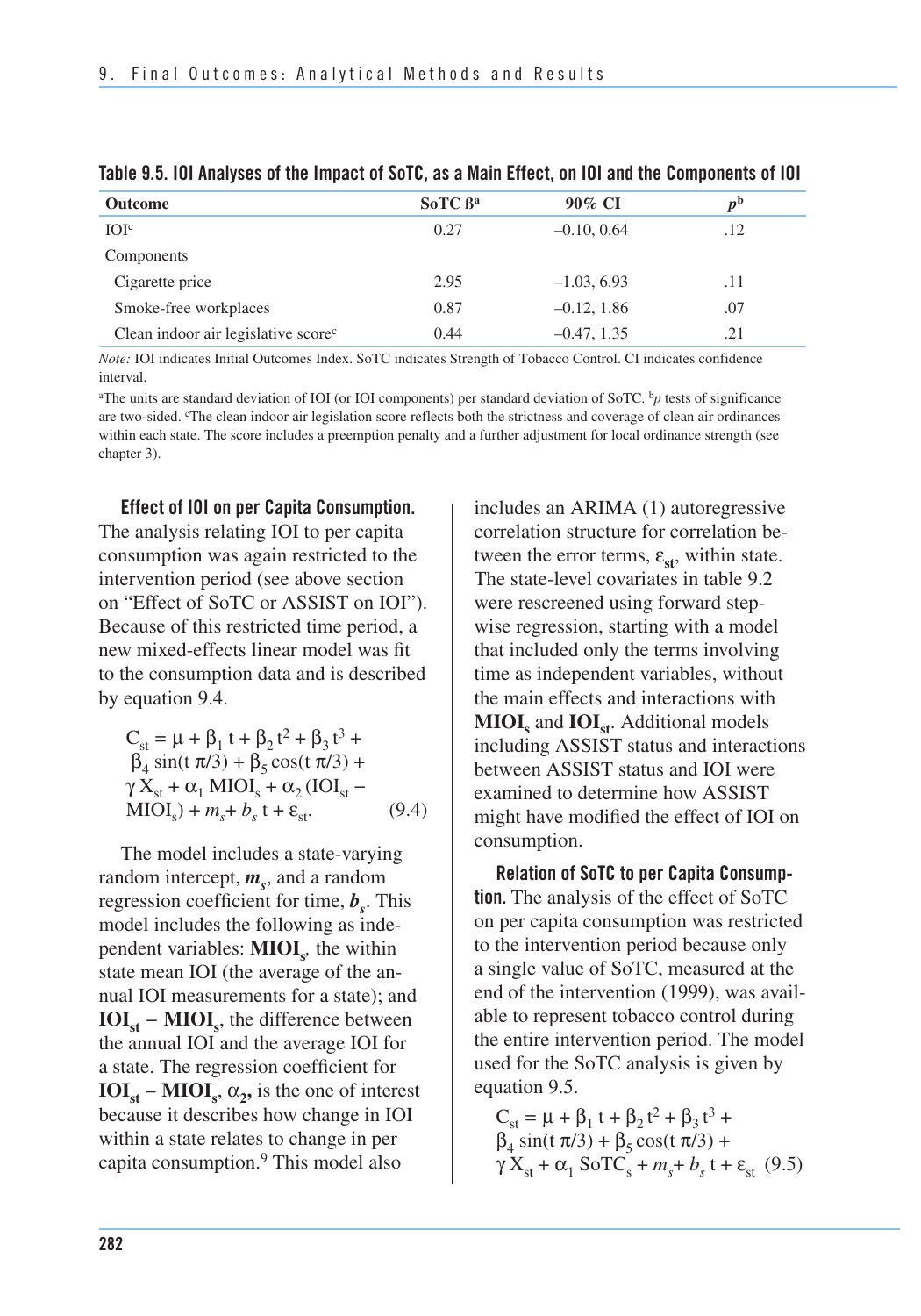**Table 9.5. IOI Analyses of the Impact of SoTC, as a Main Effect, on IOI and the Components of IOI**

| Outcome | SoTC ß[a] | 90% CI | p[b] |
|---|---|---|---|
| IOI[c] | 0.27 | –0.10, 0.64 | .12 |
| Components | | | |
| Cigarette price | 2.95 | –1.03, 6.93 | .11 |
| Smoke-free workplaces | 0.87 | –0.12, 1.86 | .07 |
| Clean indoor air legislative score[c] | 0.44 | –0.47, 1.35 | .21 |

*Note:* IOI indicates Initial Outcomes Index. SoTC indicates Strength of Tobacco Control. CI indicates confidence interval.

[a]The units are standard deviation of IOI (or IOI components) per standard deviation of SoTC. [b]*p* tests of significance are two-sided. [c]The clean indoor air legislation score reflects both the strictness and coverage of clean air ordinances within each state. The score includes a preemption penalty and a further adjustment for local ordinance strength (see chapter 3).

**Effect of IOI on per Capita Consumption.** The analysis relating IOI to per capita consumption was again restricted to the intervention period (see above section on "Effect of SoTC or ASSIST on IOI"). Because of this restricted time period, a new mixed-effects linear model was fit to the consumption data and is described by equation 9.4.

$$C_{st} = \mu + \beta_1 t + \beta_2 t^2 + \beta_3 t^3 + \beta_4 \sin(t\,\pi/3) + \beta_5 \cos(t\,\pi/3) + \gamma X_{st} + \alpha_1 \, MIOI_s + \alpha_2 (IOI_{st} - MIOI_s) + m_s + b_s\, t + \varepsilon_{st}. \quad (9.4)$$

The model includes a state-varying random intercept, $m_s$, and a random regression coefficient for time, $b_s$. This model includes the following as independent variables: $\mathbf{MIOI_s}$, the within state mean IOI (the average of the annual IOI measurements for a state); and $\mathbf{IOI_{st} - MIOI_s}$, the difference between the annual IOI and the average IOI for a state. The regression coefficient for $\mathbf{IOI_{st} - MIOI_s}$, $\alpha_2$, is the one of interest because it describes how change in IOI within a state relates to change in per capita consumption.[9] This model also includes an ARIMA (1) autoregressive correlation structure for correlation between the error terms, $\varepsilon_{st}$, within state. The state-level covariates in table 9.2 were rescreened using forward stepwise regression, starting with a model that included only the terms involving time as independent variables, without the main effects and interactions with $\mathbf{MIOI_s}$ and $\mathbf{IOI_{st}}$. Additional models including ASSIST status and interactions between ASSIST status and IOI were examined to determine how ASSIST might have modified the effect of IOI on consumption.

**Relation of SoTC to per Capita Consumption.** The analysis of the effect of SoTC on per capita consumption was restricted to the intervention period because only a single value of SoTC, measured at the end of the intervention (1999), was available to represent tobacco control during the entire intervention period. The model used for the SoTC analysis is given by equation 9.5.

$$C_{st} = \mu + \beta_1 t + \beta_2 t^2 + \beta_3 t^3 + \beta_4 \sin(t\,\pi/3) + \beta_5 \cos(t\,\pi/3) + \gamma X_{st} + \alpha_1 \, SoTC_s + m_s + b_s\, t + \varepsilon_{st} \quad (9.5)$$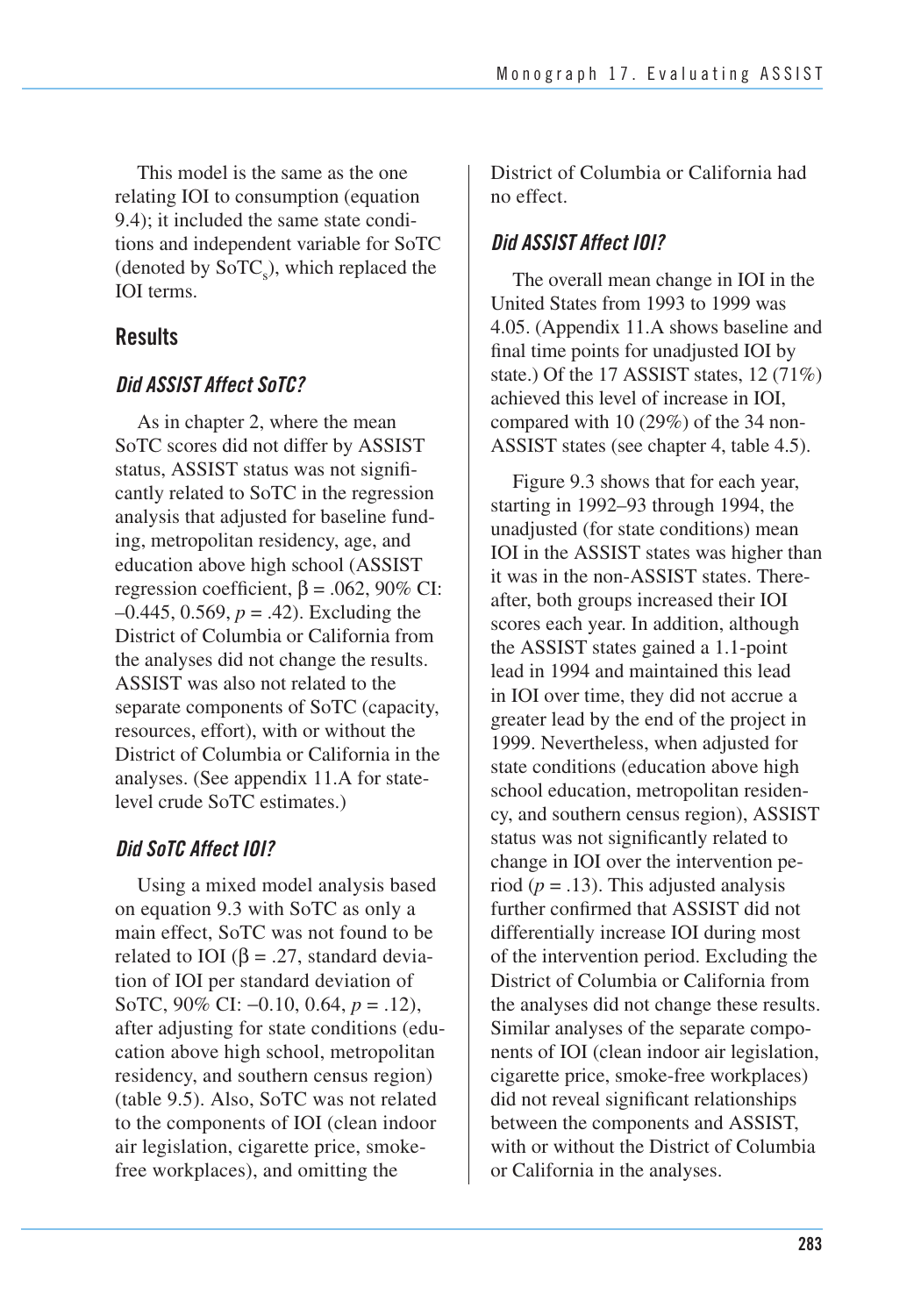This model is the same as the one relating IOI to consumption (equation 9.4); it included the same state conditions and independent variable for SoTC (denoted by $SoTC_s$), which replaced the IOI terms.

## Results

### *Did ASSIST Affect SoTC?*

As in chapter 2, where the mean SoTC scores did not differ by ASSIST status, ASSIST status was not significantly related to SoTC in the regression analysis that adjusted for baseline funding, metropolitan residency, age, and education above high school (ASSIST regression coefficient, $\beta = .062$, 90% CI: –0.445, 0.569, $p = .42$). Excluding the District of Columbia or California from the analyses did not change the results. ASSIST was also not related to the separate components of SoTC (capacity, resources, effort), with or without the District of Columbia or California in the analyses. (See appendix 11.A for state-level crude SoTC estimates.)

### *Did SoTC Affect IOI?*

Using a mixed model analysis based on equation 9.3 with SoTC as only a main effect, SoTC was not found to be related to IOI ($\beta = .27$, standard deviation of IOI per standard deviation of SoTC, 90% CI: −0.10, 0.64, $p = .12$), after adjusting for state conditions (education above high school, metropolitan residency, and southern census region) (table 9.5). Also, SoTC was not related to the components of IOI (clean indoor air legislation, cigarette price, smoke-free workplaces), and omitting the District of Columbia or California had no effect.

### *Did ASSIST Affect IOI?*

The overall mean change in IOI in the United States from 1993 to 1999 was 4.05. (Appendix 11.A shows baseline and final time points for unadjusted IOI by state.) Of the 17 ASSIST states, 12 (71%) achieved this level of increase in IOI, compared with 10 (29%) of the 34 non-ASSIST states (see chapter 4, table 4.5).

Figure 9.3 shows that for each year, starting in 1992–93 through 1994, the unadjusted (for state conditions) mean IOI in the ASSIST states was higher than it was in the non-ASSIST states. Thereafter, both groups increased their IOI scores each year. In addition, although the ASSIST states gained a 1.1-point lead in 1994 and maintained this lead in IOI over time, they did not accrue a greater lead by the end of the project in 1999. Nevertheless, when adjusted for state conditions (education above high school education, metropolitan residency, and southern census region), ASSIST status was not significantly related to change in IOI over the intervention period ($p = .13$). This adjusted analysis further confirmed that ASSIST did not differentially increase IOI during most of the intervention period. Excluding the District of Columbia or California from the analyses did not change these results. Similar analyses of the separate components of IOI (clean indoor air legislation, cigarette price, smoke-free workplaces) did not reveal significant relationships between the components and ASSIST, with or without the District of Columbia or California in the analyses.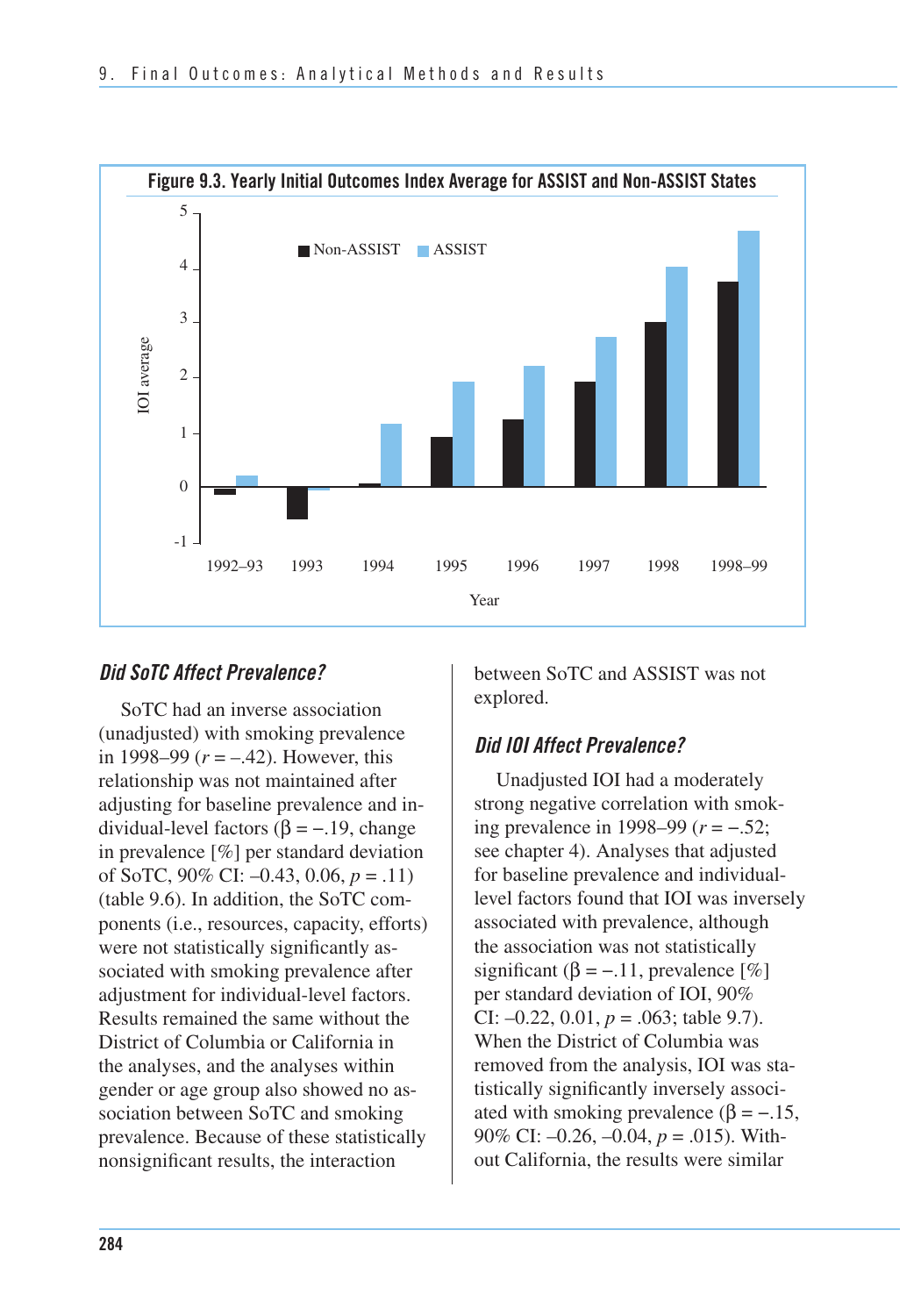**Figure 9.3. Yearly Initial Outcomes Index Average for ASSIST and Non-ASSIST States**

### *Did SoTC Affect Prevalence?*

SoTC had an inverse association (unadjusted) with smoking prevalence in 1998–99 ($r = -.42$). However, this relationship was not maintained after adjusting for baseline prevalence and individual-level factors ($\beta = -.19$, change in prevalence [%] per standard deviation of SoTC, 90% CI: –0.43, 0.06, $p = .11$) (table 9.6). In addition, the SoTC components (i.e., resources, capacity, efforts) were not statistically significantly associated with smoking prevalence after adjustment for individual-level factors. Results remained the same without the District of Columbia or California in the analyses, and the analyses within gender or age group also showed no association between SoTC and smoking prevalence. Because of these statistically nonsignificant results, the interaction between SoTC and ASSIST was not explored.

### *Did IOI Affect Prevalence?*

Unadjusted IOI had a moderately strong negative correlation with smoking prevalence in 1998–99 ($r = -.52$; see chapter 4). Analyses that adjusted for baseline prevalence and individual-level factors found that IOI was inversely associated with prevalence, although the association was not statistically significant ($\beta = -.11$, prevalence [%] per standard deviation of IOI, 90% CI: –0.22, 0.01, $p = .063$; table 9.7). When the District of Columbia was removed from the analysis, IOI was statistically significantly inversely associated with smoking prevalence ($\beta = -.15$, 90% CI: –0.26, –0.04, $p = .015$). Without California, the results were similar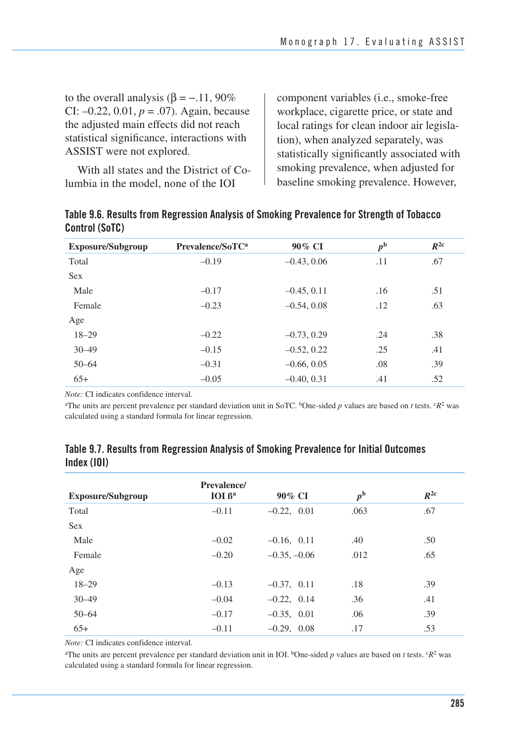to the overall analysis (β = −.11, 90% CI: –0.22, 0.01, $p$ = .07). Again, because the adjusted main effects did not reach statistical significance, interactions with ASSIST were not explored.

With all states and the District of Columbia in the model, none of the IOI component variables (i.e., smoke-free workplace, cigarette price, or state and local ratings for clean indoor air legislation), when analyzed separately, was statistically significantly associated with smoking prevalence, when adjusted for baseline smoking prevalence. However,

**Table 9.6. Results from Regression Analysis of Smoking Prevalence for Strength of Tobacco Control (SoTC)**

| Exposure/Subgroup | Prevalence/SoTC[a] | 90% CI | $p$[b] | $R^2$[c] |
|---|---|---|---|---|
| Total | –0.19 | –0.43, 0.06 | .11 | .67 |
| Sex | | | | |
| Male | –0.17 | –0.45, 0.11 | .16 | .51 |
| Female | –0.23 | –0.54, 0.08 | .12 | .63 |
| Age | | | | |
| 18–29 | –0.22 | –0.73, 0.29 | .24 | .38 |
| 30–49 | –0.15 | –0.52, 0.22 | .25 | .41 |
| 50–64 | –0.31 | –0.66, 0.05 | .08 | .39 |
| 65+ | –0.05 | –0.40, 0.31 | .41 | .52 |

*Note:* CI indicates confidence interval.

[a]The units are percent prevalence per standard deviation unit in SoTC. [b]One-sided $p$ values are based on $t$ tests. [c]$R^2$ was calculated using a standard formula for linear regression.

**Table 9.7. Results from Regression Analysis of Smoking Prevalence for Initial Outcomes Index (IOI)**

| Exposure/Subgroup | Prevalence/ IOI β[a] | 90% CI | $p$[b] | $R^2$[c] |
|---|---|---|---|---|
| Total | –0.11 | –0.22, 0.01 | .063 | .67 |
| Sex | | | | |
| Male | –0.02 | –0.16, 0.11 | .40 | .50 |
| Female | –0.20 | –0.35, –0.06 | .012 | .65 |
| Age | | | | |
| 18–29 | –0.13 | –0.37, 0.11 | .18 | .39 |
| 30–49 | –0.04 | –0.22, 0.14 | .36 | .41 |
| 50–64 | –0.17 | –0.35, 0.01 | .06 | .39 |
| 65+ | –0.11 | –0.29, 0.08 | .17 | .53 |

*Note:* CI indicates confidence interval.

[a]The units are percent prevalence per standard deviation unit in IOI. [b]One-sided $p$ values are based on $t$ tests. [c]$R^2$ was calculated using a standard formula for linear regression.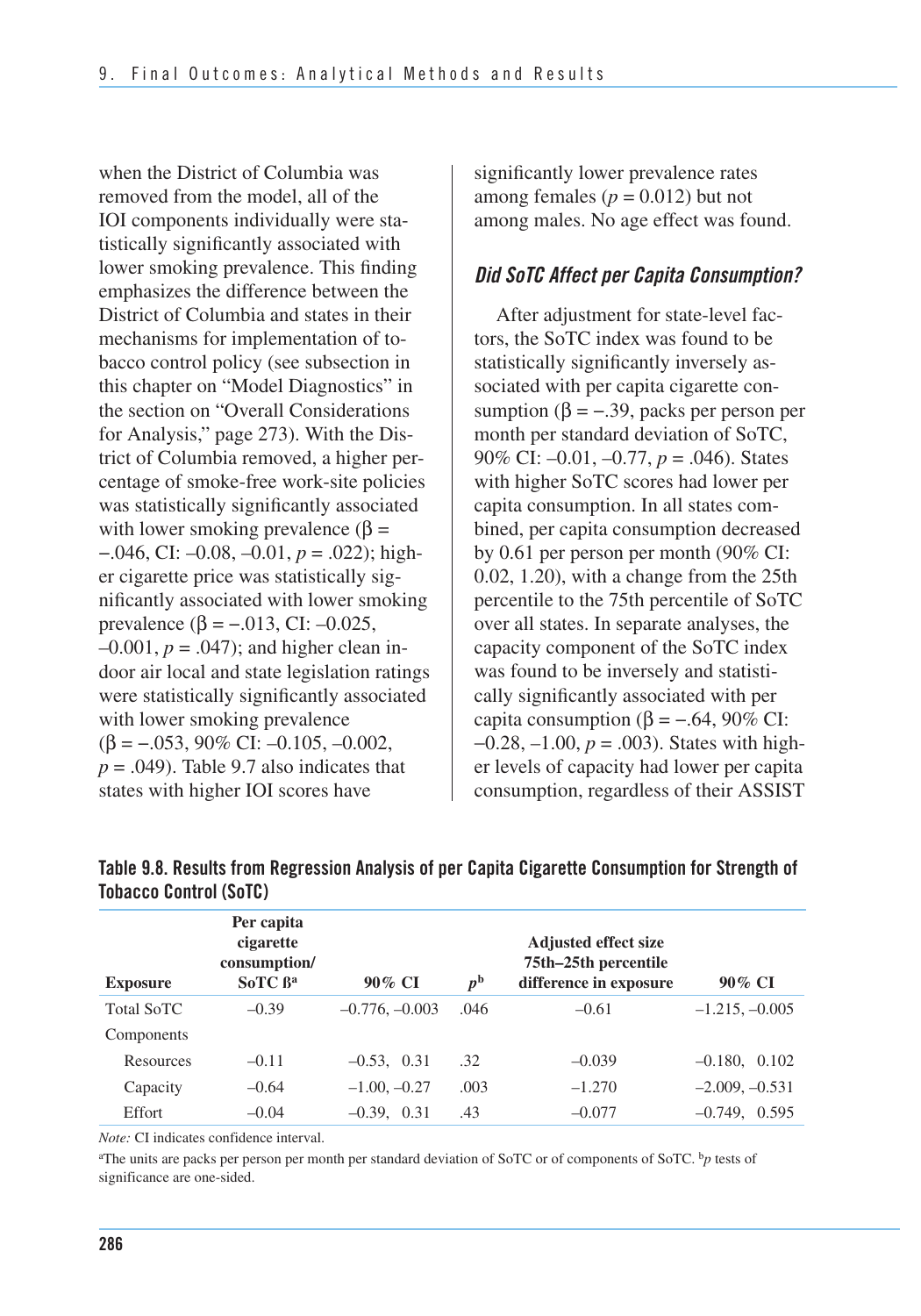when the District of Columbia was removed from the model, all of the IOI components individually were statistically significantly associated with lower smoking prevalence. This finding emphasizes the difference between the District of Columbia and states in their mechanisms for implementation of tobacco control policy (see subsection in this chapter on "Model Diagnostics" in the section on "Overall Considerations for Analysis," page 273). With the District of Columbia removed, a higher percentage of smoke-free work-site policies was statistically significantly associated with lower smoking prevalence ($\beta = -.046$, CI: –0.08, –0.01, $p = .022$); higher cigarette price was statistically significantly associated with lower smoking prevalence ($\beta = -.013$, CI: –0.025, –0.001, $p = .047$); and higher clean indoor air local and state legislation ratings were statistically significantly associated with lower smoking prevalence ($\beta = -.053$, 90% CI: –0.105, –0.002, $p = .049$). Table 9.7 also indicates that states with higher IOI scores have significantly lower prevalence rates among females ($p = 0.012$) but not among males. No age effect was found.

### *Did SoTC Affect per Capita Consumption?*

After adjustment for state-level factors, the SoTC index was found to be statistically significantly inversely associated with per capita cigarette consumption ($\beta = -.39$, packs per person per month per standard deviation of SoTC, 90% CI: –0.01, –0.77, $p = .046$). States with higher SoTC scores had lower per capita consumption. In all states combined, per capita consumption decreased by 0.61 per person per month (90% CI: 0.02, 1.20), with a change from the 25th percentile to the 75th percentile of SoTC over all states. In separate analyses, the capacity component of the SoTC index was found to be inversely and statistically significantly associated with per capita consumption ($\beta = -.64$, 90% CI: –0.28, –1.00, $p = .003$). States with higher levels of capacity had lower per capita consumption, regardless of their ASSIST

**Table 9.8. Results from Regression Analysis of per Capita Cigarette Consumption for Strength of Tobacco Control (SoTC)**

| Exposure | Per capita cigarette consumption/ SoTC ß[a] | 90% CI | $p$[b] | Adjusted effect size 75th–25th percentile difference in exposure | 90% CI |
|---|---|---|---|---|---|
| Total SoTC | –0.39 | –0.776, –0.003 | .046 | –0.61 | –1.215, –0.005 |
| Components | | | | | |
| Resources | –0.11 | –0.53, 0.31 | .32 | –0.039 | –0.180, 0.102 |
| Capacity | –0.64 | –1.00, –0.27 | .003 | –1.270 | –2.009, –0.531 |
| Effort | –0.04 | –0.39, 0.31 | .43 | –0.077 | –0.749, 0.595 |

*Note:* CI indicates confidence interval.

[a]The units are packs per person per month per standard deviation of SoTC or of components of SoTC. [b]$p$ tests of significance are one-sided.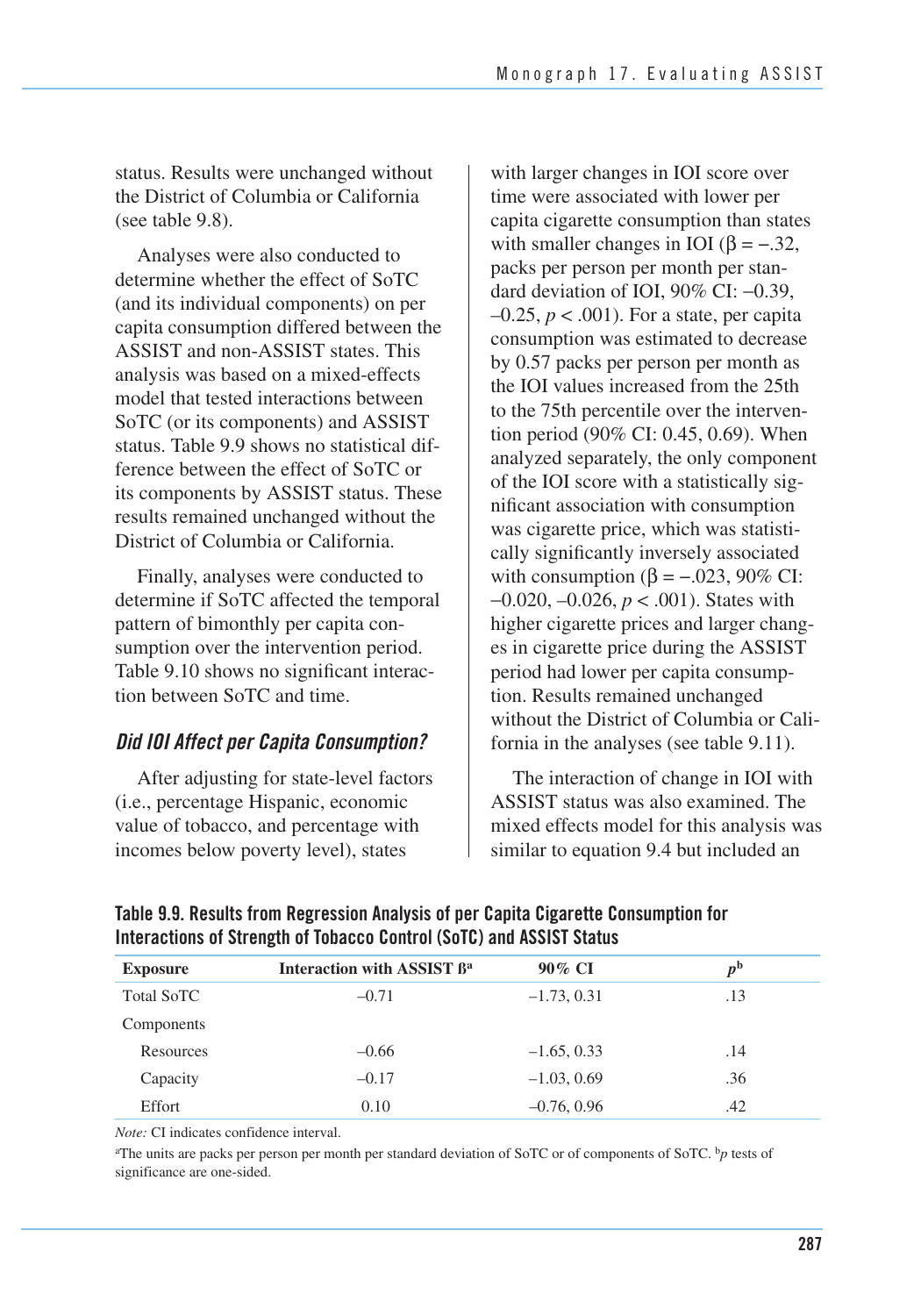status. Results were unchanged without the District of Columbia or California (see table 9.8).

Analyses were also conducted to determine whether the effect of SoTC (and its individual components) on per capita consumption differed between the ASSIST and non-ASSIST states. This analysis was based on a mixed-effects model that tested interactions between SoTC (or its components) and ASSIST status. Table 9.9 shows no statistical difference between the effect of SoTC or its components by ASSIST status. These results remained unchanged without the District of Columbia or California.

Finally, analyses were conducted to determine if SoTC affected the temporal pattern of bimonthly per capita consumption over the intervention period. Table 9.10 shows no significant interaction between SoTC and time.

### *Did IOI Affect per Capita Consumption?*

After adjusting for state-level factors (i.e., percentage Hispanic, economic value of tobacco, and percentage with incomes below poverty level), states with larger changes in IOI score over time were associated with lower per capita cigarette consumption than states with smaller changes in IOI ($\beta = -.32$, packs per person per month per standard deviation of IOI, 90% CI: –0.39, –0.25, $p < .001$). For a state, per capita consumption was estimated to decrease by 0.57 packs per person per month as the IOI values increased from the 25th to the 75th percentile over the intervention period (90% CI: 0.45, 0.69). When analyzed separately, the only component of the IOI score with a statistically significant association with consumption was cigarette price, which was statistically significantly inversely associated with consumption ($\beta = -.023$, 90% CI: –0.020, –0.026, $p < .001$). States with higher cigarette prices and larger changes in cigarette price during the ASSIST period had lower per capita consumption. Results remained unchanged without the District of Columbia or California in the analyses (see table 9.11).

The interaction of change in IOI with ASSIST status was also examined. The mixed effects model for this analysis was similar to equation 9.4 but included an

**Table 9.9. Results from Regression Analysis of per Capita Cigarette Consumption for Interactions of Strength of Tobacco Control (SoTC) and ASSIST Status**

| Exposure | Interaction with ASSIST ß[a] | 90% CI | $p$[b] |
|---|---|---|---|
| Total SoTC | –0.71 | –1.73, 0.31 | .13 |
| Components | | | |
| Resources | –0.66 | –1.65, 0.33 | .14 |
| Capacity | –0.17 | –1.03, 0.69 | .36 |
| Effort | 0.10 | –0.76, 0.96 | .42 |

*Note:* CI indicates confidence interval.

[a]The units are packs per person per month per standard deviation of SoTC or of components of SoTC. [b]*p* tests of significance are one-sided.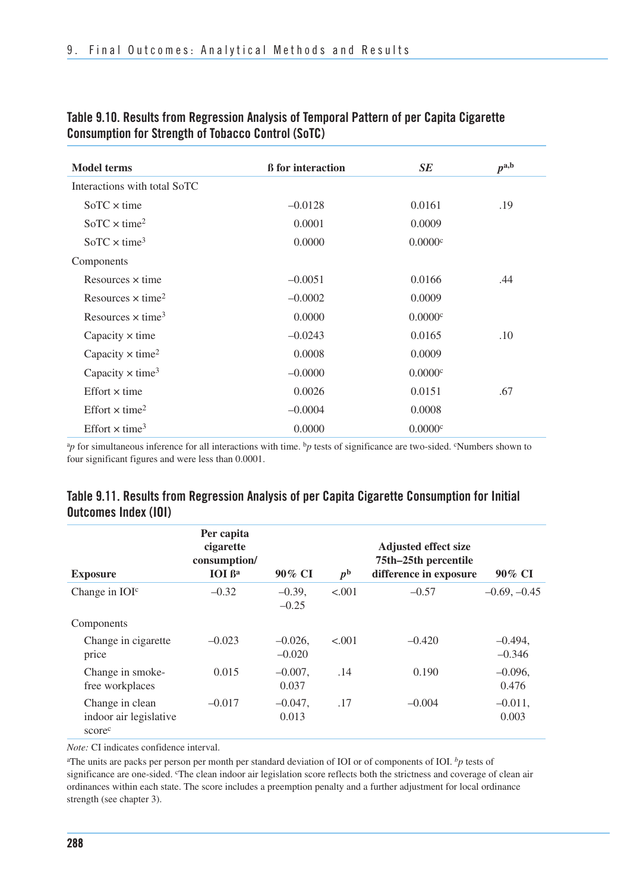### Table 9.10. Results from Regression Analysis of Temporal Pattern of per Capita Cigarette Consumption for Strength of Tobacco Control (SoTC)

| Model terms | ß for interaction | *SE* | $p$[a,b] |
|---|---|---|---|
| Interactions with total SoTC | | | |
| SoTC × time | –0.0128 | 0.0161 | .19 |
| SoTC × time$^2$ | 0.0001 | 0.0009 | |
| SoTC × time$^3$ | 0.0000 | 0.0000[c] | |
| Components | | | |
| Resources × time | –0.0051 | 0.0166 | .44 |
| Resources × time$^2$ | –0.0002 | 0.0009 | |
| Resources × time$^3$ | 0.0000 | 0.0000[c] | |
| Capacity × time | –0.0243 | 0.0165 | .10 |
| Capacity × time$^2$ | 0.0008 | 0.0009 | |
| Capacity × time$^3$ | –0.0000 | 0.0000[c] | |
| Effort × time | 0.0026 | 0.0151 | .67 |
| Effort × time$^2$ | –0.0004 | 0.0008 | |
| Effort × time$^3$ | 0.0000 | 0.0000[c] | |

[a]*p* for simultaneous inference for all interactions with time. [b]*p* tests of significance are two-sided. [c]Numbers shown to four significant figures and were less than 0.0001.

### Table 9.11. Results from Regression Analysis of per Capita Cigarette Consumption for Initial Outcomes Index (IOI)

| Exposure | Per capita cigarette consumption/ IOI ß[a] | 90% CI | $p$[b] | Adjusted effect size 75th–25th percentile difference in exposure | 90% CI |
|---|---|---|---|---|---|
| Change in IOI[c] | –0.32 | –0.39, –0.25 | <.001 | –0.57 | –0.69, –0.45 |
| Components | | | | | |
| Change in cigarette price | –0.023 | –0.026, –0.020 | <.001 | –0.420 | –0.494, –0.346 |
| Change in smoke-free workplaces | 0.015 | –0.007, 0.037 | .14 | 0.190 | –0.096, 0.476 |
| Change in clean indoor air legislative score[c] | –0.017 | –0.047, 0.013 | .17 | –0.004 | –0.011, 0.003 |

*Note:* CI indicates confidence interval.

[a]The units are packs per person per month per standard deviation of IOI or of components of IOI. [b]*p* tests of significance are one-sided. [c]The clean indoor air legislation score reflects both the strictness and coverage of clean air ordinances within each state. The score includes a preemption penalty and a further adjustment for local ordinance strength (see chapter 3).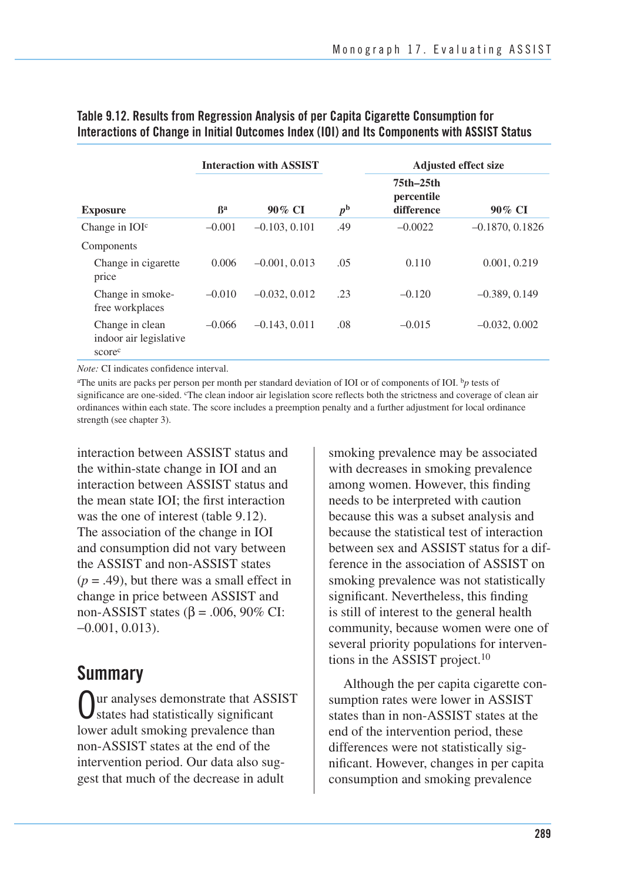**Table 9.12. Results from Regression Analysis of per Capita Cigarette Consumption for Interactions of Change in Initial Outcomes Index (IOI) and Its Components with ASSIST Status**

| | Interaction with ASSIST | | | Adjusted effect size | |
|---|---|---|---|---|---|
| **Exposure** | **ß[a]** | **90% CI** | ***p*[b]** | **75th–25th percentile difference** | **90% CI** |
| Change in IOI[c] | –0.001 | –0.103, 0.101 | .49 | –0.0022 | –0.1870, 0.1826 |
| Components | | | | | |
| Change in cigarette price | 0.006 | –0.001, 0.013 | .05 | 0.110 | 0.001, 0.219 |
| Change in smoke-free workplaces | –0.010 | –0.032, 0.012 | .23 | –0.120 | –0.389, 0.149 |
| Change in clean indoor air legislative score[c] | –0.066 | –0.143, 0.011 | .08 | –0.015 | –0.032, 0.002 |

*Note:* CI indicates confidence interval.

[a]The units are packs per person per month per standard deviation of IOI or of components of IOI. [b]*p* tests of significance are one-sided. [c]The clean indoor air legislation score reflects both the strictness and coverage of clean air ordinances within each state. The score includes a preemption penalty and a further adjustment for local ordinance strength (see chapter 3).

interaction between ASSIST status and the within-state change in IOI and an interaction between ASSIST status and the mean state IOI; the first interaction was the one of interest (table 9.12). The association of the change in IOI and consumption did not vary between the ASSIST and non-ASSIST states ($p = .49$), but there was a small effect in change in price between ASSIST and non-ASSIST states ($\beta = .006$, 90% CI: –0.001, 0.013).

## Summary

Our analyses demonstrate that ASSIST states had statistically significant lower adult smoking prevalence than non-ASSIST states at the end of the intervention period. Our data also suggest that much of the decrease in adult smoking prevalence may be associated with decreases in smoking prevalence among women. However, this finding needs to be interpreted with caution because this was a subset analysis and because the statistical test of interaction between sex and ASSIST status for a difference in the association of ASSIST on smoking prevalence was not statistically significant. Nevertheless, this finding is still of interest to the general health community, because women were one of several priority populations for interventions in the ASSIST project.[10]

Although the per capita cigarette consumption rates were lower in ASSIST states than in non-ASSIST states at the end of the intervention period, these differences were not statistically significant. However, changes in per capita consumption and smoking prevalence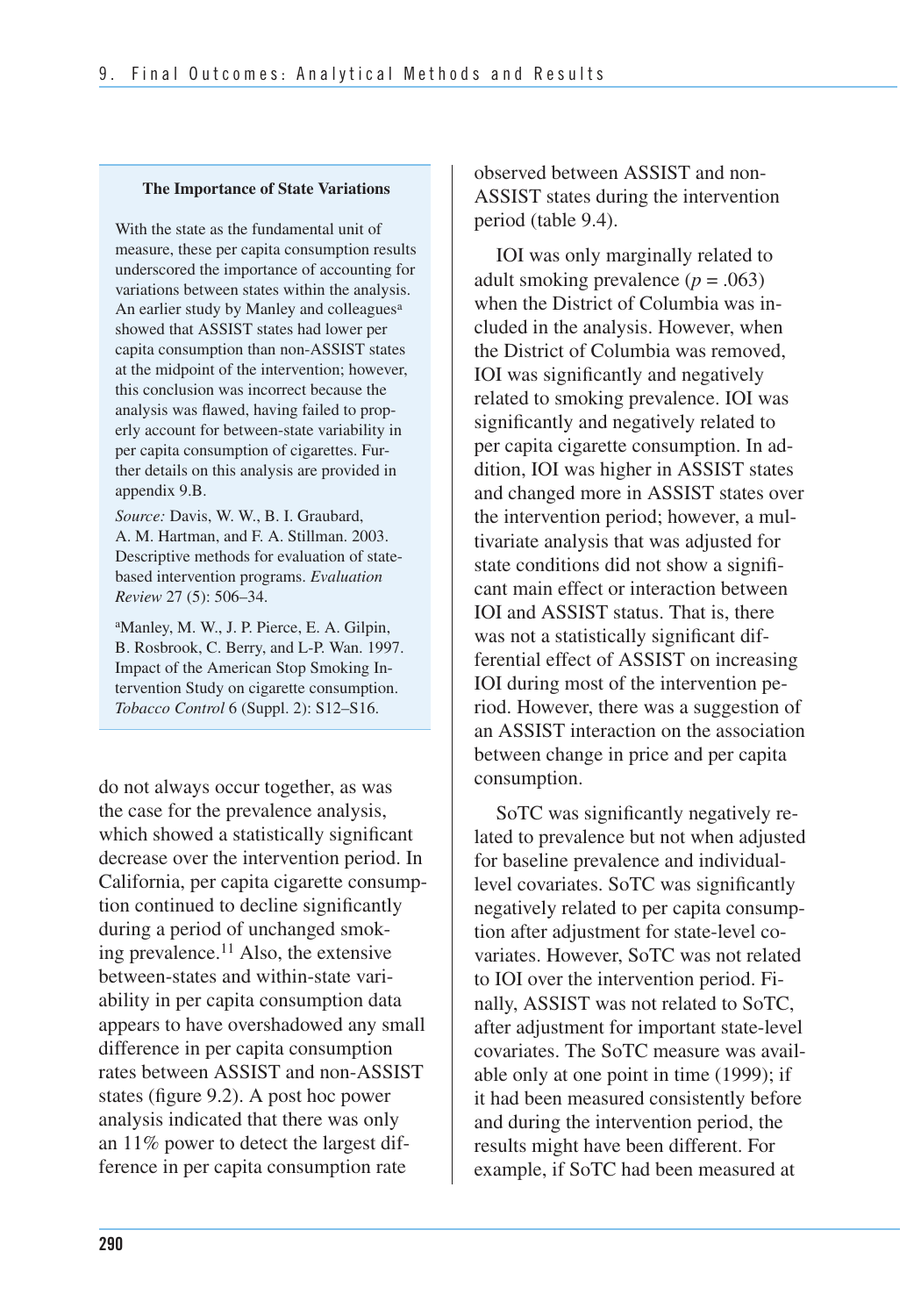> **The Importance of State Variations**
>
> With the state as the fundamental unit of measure, these per capita consumption results underscored the importance of accounting for variations between states within the analysis. An earlier study by Manley and colleagues[a] showed that ASSIST states had lower per capita consumption than non-ASSIST states at the midpoint of the intervention; however, this conclusion was incorrect because the analysis was flawed, having failed to properly account for between-state variability in per capita consumption of cigarettes. Further details on this analysis are provided in appendix 9.B.
>
> *Source:* Davis, W. W., B. I. Graubard, A. M. Hartman, and F. A. Stillman. 2003. Descriptive methods for evaluation of state-based intervention programs. *Evaluation Review* 27 (5): 506–34.
>
> [a]Manley, M. W., J. P. Pierce, E. A. Gilpin, B. Rosbrook, C. Berry, and L-P. Wan. 1997. Impact of the American Stop Smoking Intervention Study on cigarette consumption. *Tobacco Control* 6 (Suppl. 2): S12–S16.

do not always occur together, as was the case for the prevalence analysis, which showed a statistically significant decrease over the intervention period. In California, per capita cigarette consumption continued to decline significantly during a period of unchanged smoking prevalence.[11] Also, the extensive between-states and within-state variability in per capita consumption data appears to have overshadowed any small difference in per capita consumption rates between ASSIST and non-ASSIST states (figure 9.2). A post hoc power analysis indicated that there was only an 11% power to detect the largest difference in per capita consumption rate observed between ASSIST and non-ASSIST states during the intervention period (table 9.4).

IOI was only marginally related to adult smoking prevalence ($p = .063$) when the District of Columbia was included in the analysis. However, when the District of Columbia was removed, IOI was significantly and negatively related to smoking prevalence. IOI was significantly and negatively related to per capita cigarette consumption. In addition, IOI was higher in ASSIST states and changed more in ASSIST states over the intervention period; however, a multivariate analysis that was adjusted for state conditions did not show a significant main effect or interaction between IOI and ASSIST status. That is, there was not a statistically significant differential effect of ASSIST on increasing IOI during most of the intervention period. However, there was a suggestion of an ASSIST interaction on the association between change in price and per capita consumption.

SoTC was significantly negatively related to prevalence but not when adjusted for baseline prevalence and individual-level covariates. SoTC was significantly negatively related to per capita consumption after adjustment for state-level covariates. However, SoTC was not related to IOI over the intervention period. Finally, ASSIST was not related to SoTC, after adjustment for important state-level covariates. The SoTC measure was available only at one point in time (1999); if it had been measured consistently before and during the intervention period, the results might have been different. For example, if SoTC had been measured at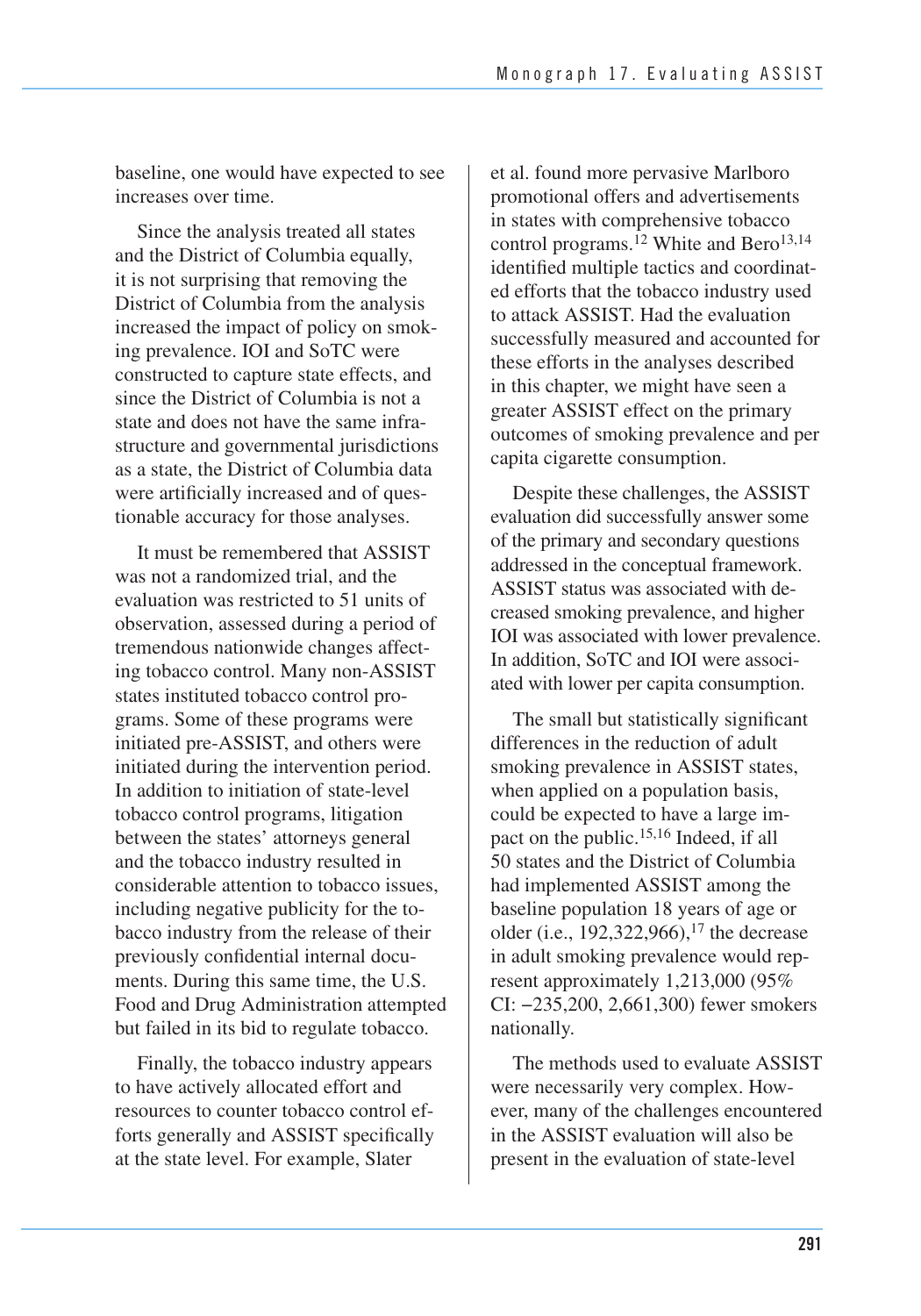baseline, one would have expected to see increases over time.

Since the analysis treated all states and the District of Columbia equally, it is not surprising that removing the District of Columbia from the analysis increased the impact of policy on smoking prevalence. IOI and SoTC were constructed to capture state effects, and since the District of Columbia is not a state and does not have the same infrastructure and governmental jurisdictions as a state, the District of Columbia data were artificially increased and of questionable accuracy for those analyses.

It must be remembered that ASSIST was not a randomized trial, and the evaluation was restricted to 51 units of observation, assessed during a period of tremendous nationwide changes affecting tobacco control. Many non-ASSIST states instituted tobacco control programs. Some of these programs were initiated pre-ASSIST, and others were initiated during the intervention period. In addition to initiation of state-level tobacco control programs, litigation between the states' attorneys general and the tobacco industry resulted in considerable attention to tobacco issues, including negative publicity for the tobacco industry from the release of their previously confidential internal documents. During this same time, the U.S. Food and Drug Administration attempted but failed in its bid to regulate tobacco.

Finally, the tobacco industry appears to have actively allocated effort and resources to counter tobacco control efforts generally and ASSIST specifically at the state level. For example, Slater et al. found more pervasive Marlboro promotional offers and advertisements in states with comprehensive tobacco control programs.[12] White and Bero[13,14] identified multiple tactics and coordinated efforts that the tobacco industry used to attack ASSIST. Had the evaluation successfully measured and accounted for these efforts in the analyses described in this chapter, we might have seen a greater ASSIST effect on the primary outcomes of smoking prevalence and per capita cigarette consumption.

Despite these challenges, the ASSIST evaluation did successfully answer some of the primary and secondary questions addressed in the conceptual framework. ASSIST status was associated with decreased smoking prevalence, and higher IOI was associated with lower prevalence. In addition, SoTC and IOI were associated with lower per capita consumption.

The small but statistically significant differences in the reduction of adult smoking prevalence in ASSIST states, when applied on a population basis, could be expected to have a large impact on the public.[15,16] Indeed, if all 50 states and the District of Columbia had implemented ASSIST among the baseline population 18 years of age or older (i.e., 192,322,966),[17] the decrease in adult smoking prevalence would represent approximately 1,213,000 (95% CI: −235,200, 2,661,300) fewer smokers nationally.

The methods used to evaluate ASSIST were necessarily very complex. However, many of the challenges encountered in the ASSIST evaluation will also be present in the evaluation of state-level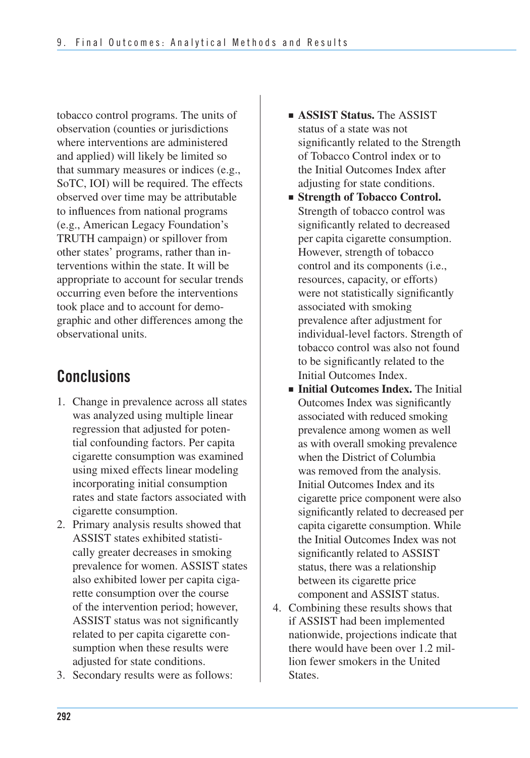tobacco control programs. The units of observation (counties or jurisdictions where interventions are administered and applied) will likely be limited so that summary measures or indices (e.g., SoTC, IOI) will be required. The effects observed over time may be attributable to influences from national programs (e.g., American Legacy Foundation's TRUTH campaign) or spillover from other states' programs, rather than interventions within the state. It will be appropriate to account for secular trends occurring even before the interventions took place and to account for demographic and other differences among the observational units.

## Conclusions

1. Change in prevalence across all states was analyzed using multiple linear regression that adjusted for potential confounding factors. Per capita cigarette consumption was examined using mixed effects linear modeling incorporating initial consumption rates and state factors associated with cigarette consumption.
2. Primary analysis results showed that ASSIST states exhibited statistically greater decreases in smoking prevalence for women. ASSIST states also exhibited lower per capita cigarette consumption over the course of the intervention period; however, ASSIST status was not significantly related to per capita cigarette consumption when these results were adjusted for state conditions.
3. Secondary results were as follows:
   - **ASSIST Status.** The ASSIST status of a state was not significantly related to the Strength of Tobacco Control index or to the Initial Outcomes Index after adjusting for state conditions.
   - **Strength of Tobacco Control.** Strength of tobacco control was significantly related to decreased per capita cigarette consumption. However, strength of tobacco control and its components (i.e., resources, capacity, or efforts) were not statistically significantly associated with smoking prevalence after adjustment for individual-level factors. Strength of tobacco control was also not found to be significantly related to the Initial Outcomes Index.
   - **Initial Outcomes Index.** The Initial Outcomes Index was significantly associated with reduced smoking prevalence among women as well as with overall smoking prevalence when the District of Columbia was removed from the analysis. Initial Outcomes Index and its cigarette price component were also significantly related to decreased per capita cigarette consumption. While the Initial Outcomes Index was not significantly related to ASSIST status, there was a relationship between its cigarette price component and ASSIST status.
4. Combining these results shows that if ASSIST had been implemented nationwide, projections indicate that there would have been over 1.2 million fewer smokers in the United States.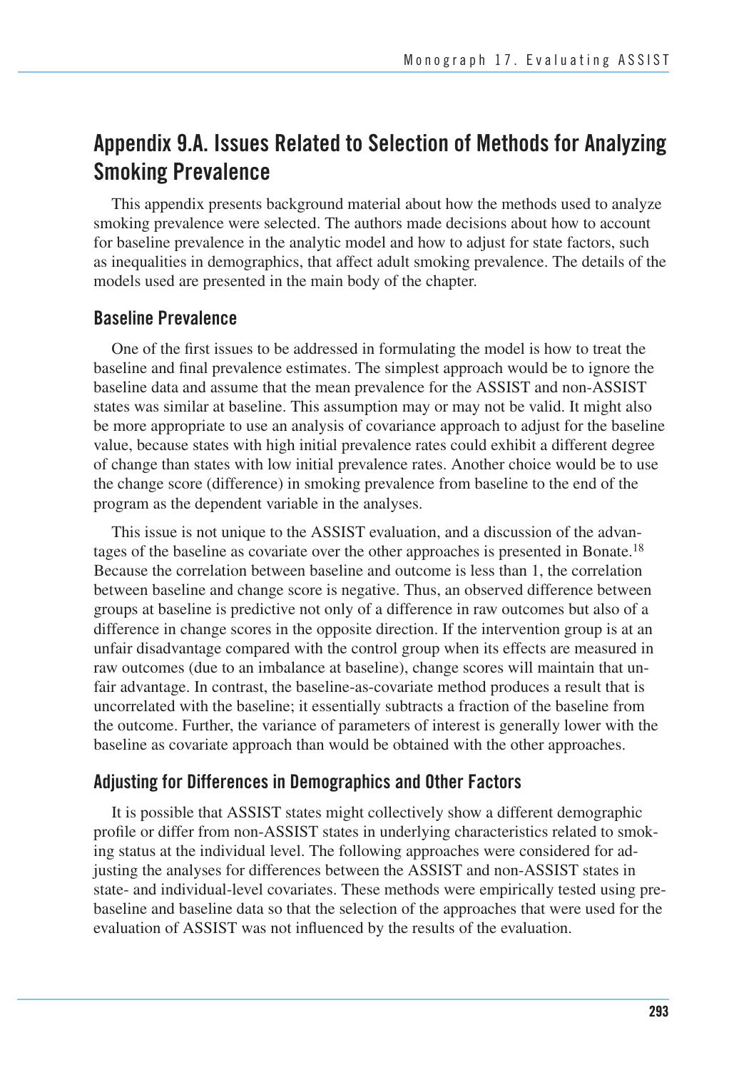## Appendix 9.A. Issues Related to Selection of Methods for Analyzing Smoking Prevalence

This appendix presents background material about how the methods used to analyze smoking prevalence were selected. The authors made decisions about how to account for baseline prevalence in the analytic model and how to adjust for state factors, such as inequalities in demographics, that affect adult smoking prevalence. The details of the models used are presented in the main body of the chapter.

### Baseline Prevalence

One of the first issues to be addressed in formulating the model is how to treat the baseline and final prevalence estimates. The simplest approach would be to ignore the baseline data and assume that the mean prevalence for the ASSIST and non-ASSIST states was similar at baseline. This assumption may or may not be valid. It might also be more appropriate to use an analysis of covariance approach to adjust for the baseline value, because states with high initial prevalence rates could exhibit a different degree of change than states with low initial prevalence rates. Another choice would be to use the change score (difference) in smoking prevalence from baseline to the end of the program as the dependent variable in the analyses.

This issue is not unique to the ASSIST evaluation, and a discussion of the advantages of the baseline as covariate over the other approaches is presented in Bonate.[18] Because the correlation between baseline and outcome is less than 1, the correlation between baseline and change score is negative. Thus, an observed difference between groups at baseline is predictive not only of a difference in raw outcomes but also of a difference in change scores in the opposite direction. If the intervention group is at an unfair disadvantage compared with the control group when its effects are measured in raw outcomes (due to an imbalance at baseline), change scores will maintain that unfair advantage. In contrast, the baseline-as-covariate method produces a result that is uncorrelated with the baseline; it essentially subtracts a fraction of the baseline from the outcome. Further, the variance of parameters of interest is generally lower with the baseline as covariate approach than would be obtained with the other approaches.

### Adjusting for Differences in Demographics and Other Factors

It is possible that ASSIST states might collectively show a different demographic profile or differ from non-ASSIST states in underlying characteristics related to smoking status at the individual level. The following approaches were considered for adjusting the analyses for differences between the ASSIST and non-ASSIST states in state- and individual-level covariates. These methods were empirically tested using pre-baseline and baseline data so that the selection of the approaches that were used for the evaluation of ASSIST was not influenced by the results of the evaluation.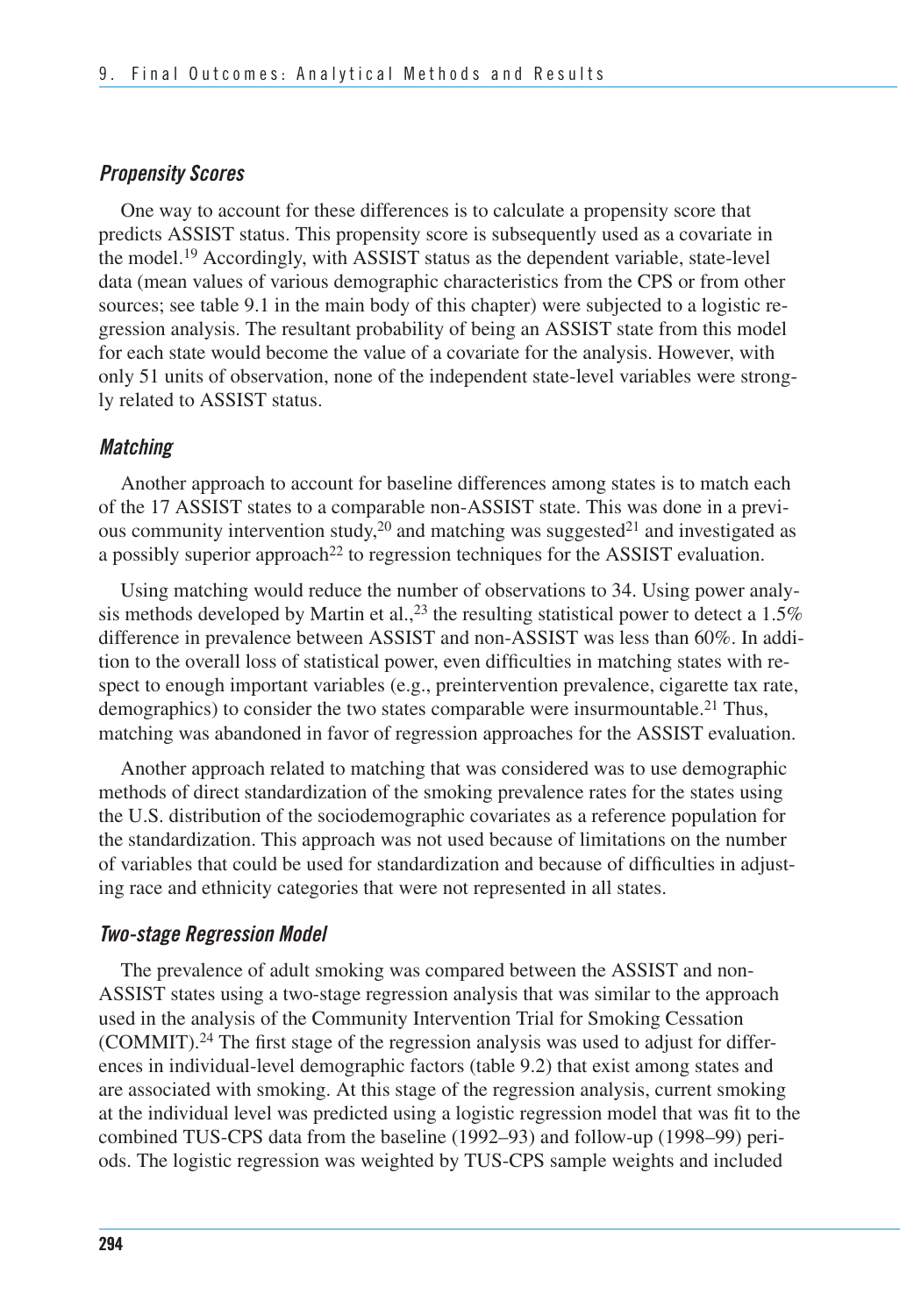### *Propensity Scores*

One way to account for these differences is to calculate a propensity score that predicts ASSIST status. This propensity score is subsequently used as a covariate in the model.[19] Accordingly, with ASSIST status as the dependent variable, state-level data (mean values of various demographic characteristics from the CPS or from other sources; see table 9.1 in the main body of this chapter) were subjected to a logistic regression analysis. The resultant probability of being an ASSIST state from this model for each state would become the value of a covariate for the analysis. However, with only 51 units of observation, none of the independent state-level variables were strongly related to ASSIST status.

### *Matching*

Another approach to account for baseline differences among states is to match each of the 17 ASSIST states to a comparable non-ASSIST state. This was done in a previous community intervention study,[20] and matching was suggested[21] and investigated as a possibly superior approach[22] to regression techniques for the ASSIST evaluation.

Using matching would reduce the number of observations to 34. Using power analysis methods developed by Martin et al.,[23] the resulting statistical power to detect a 1.5% difference in prevalence between ASSIST and non-ASSIST was less than 60%. In addition to the overall loss of statistical power, even difficulties in matching states with respect to enough important variables (e.g., preintervention prevalence, cigarette tax rate, demographics) to consider the two states comparable were insurmountable.[21] Thus, matching was abandoned in favor of regression approaches for the ASSIST evaluation.

Another approach related to matching that was considered was to use demographic methods of direct standardization of the smoking prevalence rates for the states using the U.S. distribution of the sociodemographic covariates as a reference population for the standardization. This approach was not used because of limitations on the number of variables that could be used for standardization and because of difficulties in adjusting race and ethnicity categories that were not represented in all states.

### *Two-stage Regression Model*

The prevalence of adult smoking was compared between the ASSIST and non-ASSIST states using a two-stage regression analysis that was similar to the approach used in the analysis of the Community Intervention Trial for Smoking Cessation (COMMIT).[24] The first stage of the regression analysis was used to adjust for differences in individual-level demographic factors (table 9.2) that exist among states and are associated with smoking. At this stage of the regression analysis, current smoking at the individual level was predicted using a logistic regression model that was fit to the combined TUS-CPS data from the baseline (1992–93) and follow-up (1998–99) periods. The logistic regression was weighted by TUS-CPS sample weights and included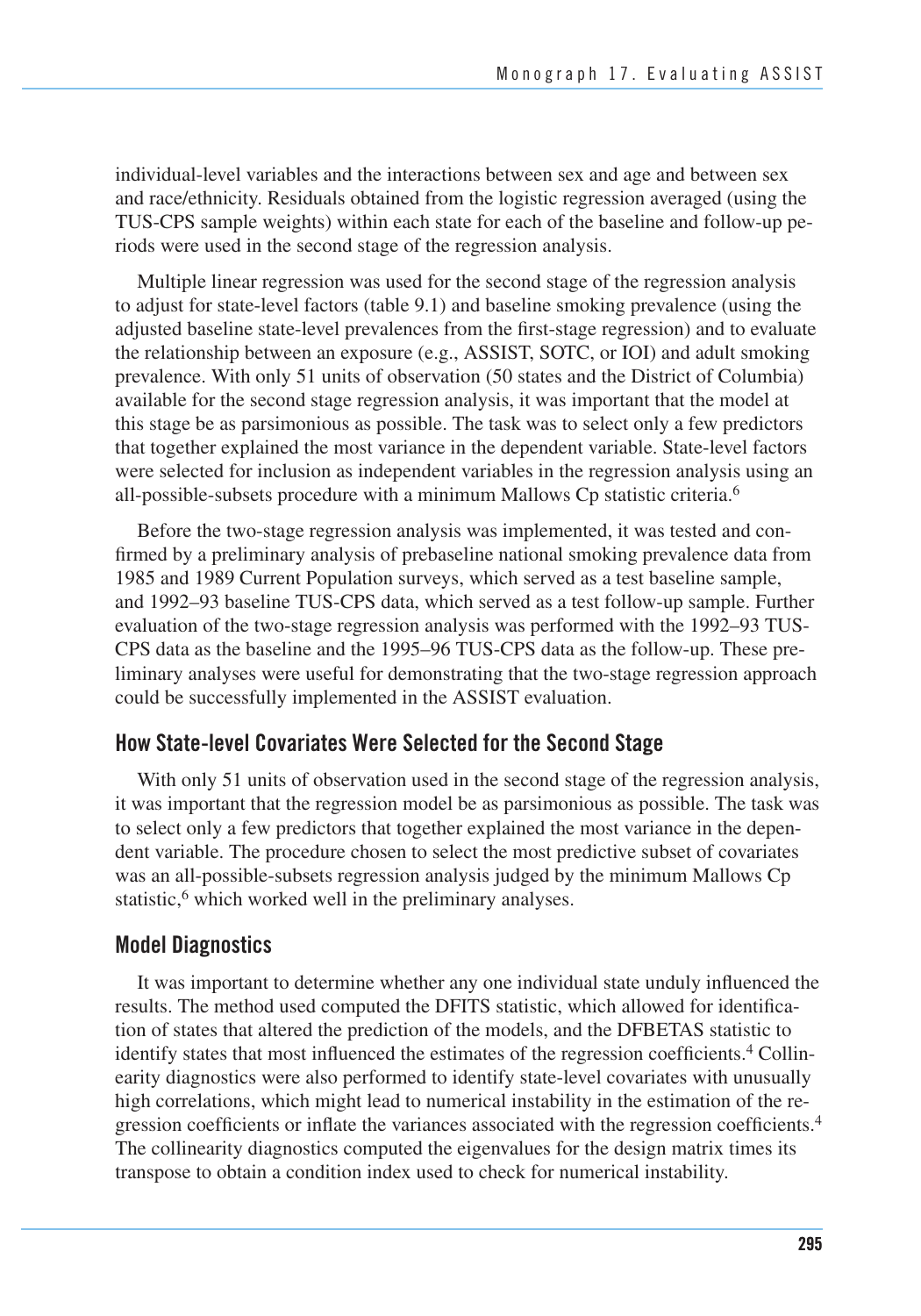individual-level variables and the interactions between sex and age and between sex and race/ethnicity. Residuals obtained from the logistic regression averaged (using the TUS-CPS sample weights) within each state for each of the baseline and follow-up periods were used in the second stage of the regression analysis.

Multiple linear regression was used for the second stage of the regression analysis to adjust for state-level factors (table 9.1) and baseline smoking prevalence (using the adjusted baseline state-level prevalences from the first-stage regression) and to evaluate the relationship between an exposure (e.g., ASSIST, SOTC, or IOI) and adult smoking prevalence. With only 51 units of observation (50 states and the District of Columbia) available for the second stage regression analysis, it was important that the model at this stage be as parsimonious as possible. The task was to select only a few predictors that together explained the most variance in the dependent variable. State-level factors were selected for inclusion as independent variables in the regression analysis using an all-possible-subsets procedure with a minimum Mallows Cp statistic criteria.[6]

Before the two-stage regression analysis was implemented, it was tested and confirmed by a preliminary analysis of prebaseline national smoking prevalence data from 1985 and 1989 Current Population surveys, which served as a test baseline sample, and 1992–93 baseline TUS-CPS data, which served as a test follow-up sample. Further evaluation of the two-stage regression analysis was performed with the 1992–93 TUS-CPS data as the baseline and the 1995–96 TUS-CPS data as the follow-up. These preliminary analyses were useful for demonstrating that the two-stage regression approach could be successfully implemented in the ASSIST evaluation.

## How State-level Covariates Were Selected for the Second Stage

With only 51 units of observation used in the second stage of the regression analysis, it was important that the regression model be as parsimonious as possible. The task was to select only a few predictors that together explained the most variance in the dependent variable. The procedure chosen to select the most predictive subset of covariates was an all-possible-subsets regression analysis judged by the minimum Mallows Cp statistic,[6] which worked well in the preliminary analyses.

## Model Diagnostics

It was important to determine whether any one individual state unduly influenced the results. The method used computed the DFITS statistic, which allowed for identification of states that altered the prediction of the models, and the DFBETAS statistic to identify states that most influenced the estimates of the regression coefficients.[4] Collinearity diagnostics were also performed to identify state-level covariates with unusually high correlations, which might lead to numerical instability in the estimation of the regression coefficients or inflate the variances associated with the regression coefficients.[4] The collinearity diagnostics computed the eigenvalues for the design matrix times its transpose to obtain a condition index used to check for numerical instability.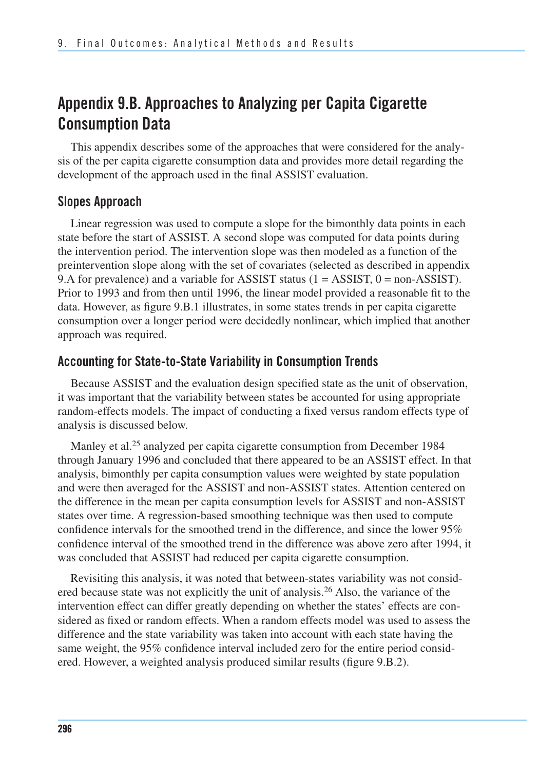## Appendix 9.B. Approaches to Analyzing per Capita Cigarette Consumption Data

This appendix describes some of the approaches that were considered for the analysis of the per capita cigarette consumption data and provides more detail regarding the development of the approach used in the final ASSIST evaluation.

### Slopes Approach

Linear regression was used to compute a slope for the bimonthly data points in each state before the start of ASSIST. A second slope was computed for data points during the intervention period. The intervention slope was then modeled as a function of the preintervention slope along with the set of covariates (selected as described in appendix 9.A for prevalence) and a variable for ASSIST status (1 = ASSIST, 0 = non-ASSIST). Prior to 1993 and from then until 1996, the linear model provided a reasonable fit to the data. However, as figure 9.B.1 illustrates, in some states trends in per capita cigarette consumption over a longer period were decidedly nonlinear, which implied that another approach was required.

### Accounting for State-to-State Variability in Consumption Trends

Because ASSIST and the evaluation design specified state as the unit of observation, it was important that the variability between states be accounted for using appropriate random-effects models. The impact of conducting a fixed versus random effects type of analysis is discussed below.

Manley et al.[25] analyzed per capita cigarette consumption from December 1984 through January 1996 and concluded that there appeared to be an ASSIST effect. In that analysis, bimonthly per capita consumption values were weighted by state population and were then averaged for the ASSIST and non-ASSIST states. Attention centered on the difference in the mean per capita consumption levels for ASSIST and non-ASSIST states over time. A regression-based smoothing technique was then used to compute confidence intervals for the smoothed trend in the difference, and since the lower 95% confidence interval of the smoothed trend in the difference was above zero after 1994, it was concluded that ASSIST had reduced per capita cigarette consumption.

Revisiting this analysis, it was noted that between-states variability was not considered because state was not explicitly the unit of analysis.[26] Also, the variance of the intervention effect can differ greatly depending on whether the states' effects are considered as fixed or random effects. When a random effects model was used to assess the difference and the state variability was taken into account with each state having the same weight, the 95% confidence interval included zero for the entire period considered. However, a weighted analysis produced similar results (figure 9.B.2).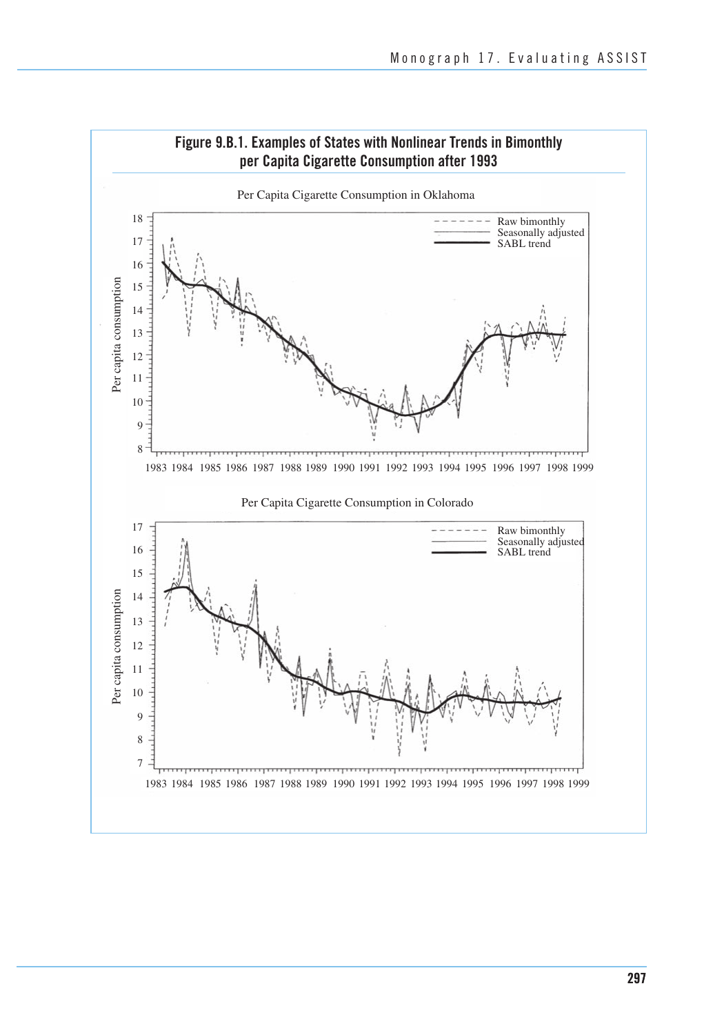**Figure 9.B.1. Examples of States with Nonlinear Trends in Bimonthly per Capita Cigarette Consumption after 1993**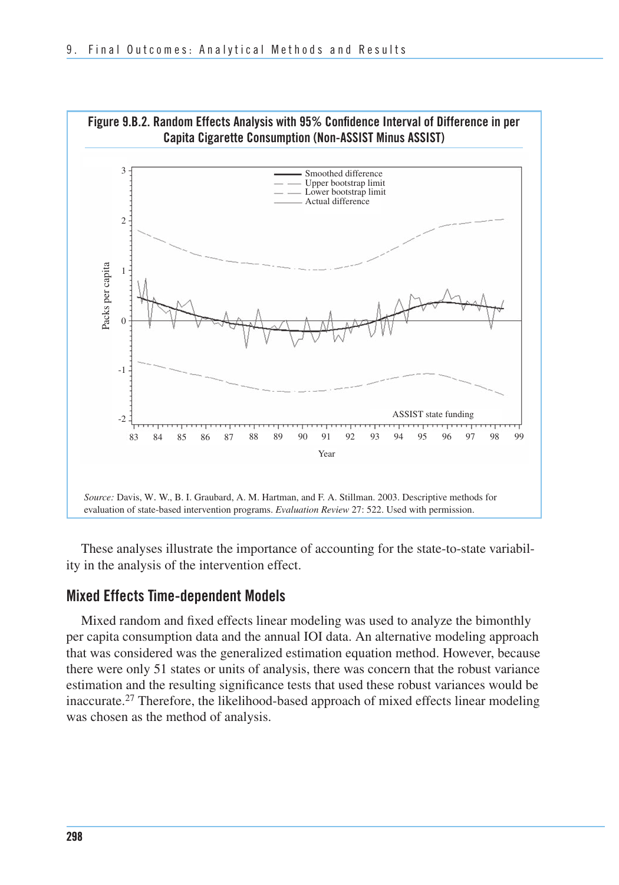**Figure 9.B.2. Random Effects Analysis with 95% Confidence Interval of Difference in per Capita Cigarette Consumption (Non-ASSIST Minus ASSIST)**

*Source:* Davis, W. W., B. I. Graubard, A. M. Hartman, and F. A. Stillman. 2003. Descriptive methods for evaluation of state-based intervention programs. *Evaluation Review* 27: 522. Used with permission.

These analyses illustrate the importance of accounting for the state-to-state variability in the analysis of the intervention effect.

## Mixed Effects Time-dependent Models

Mixed random and fixed effects linear modeling was used to analyze the bimonthly per capita consumption data and the annual IOI data. An alternative modeling approach that was considered was the generalized estimation equation method. However, because there were only 51 states or units of analysis, there was concern that the robust variance estimation and the resulting significance tests that used these robust variances would be inaccurate.[27] Therefore, the likelihood-based approach of mixed effects linear modeling was chosen as the method of analysis.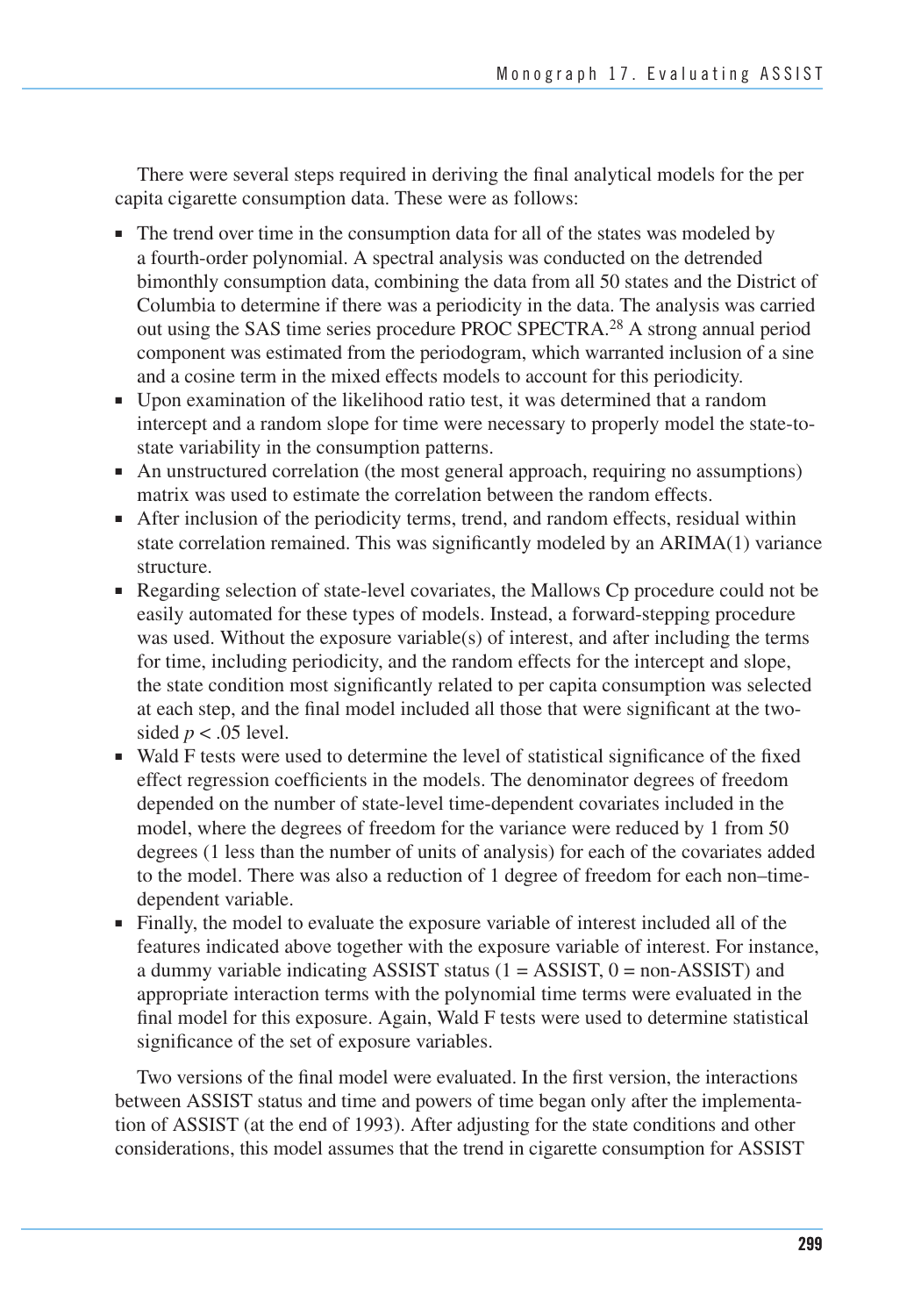There were several steps required in deriving the final analytical models for the per capita cigarette consumption data. These were as follows:

- The trend over time in the consumption data for all of the states was modeled by a fourth-order polynomial. A spectral analysis was conducted on the detrended bimonthly consumption data, combining the data from all 50 states and the District of Columbia to determine if there was a periodicity in the data. The analysis was carried out using the SAS time series procedure PROC SPECTRA.[28] A strong annual period component was estimated from the periodogram, which warranted inclusion of a sine and a cosine term in the mixed effects models to account for this periodicity.
- Upon examination of the likelihood ratio test, it was determined that a random intercept and a random slope for time were necessary to properly model the state-to-state variability in the consumption patterns.
- An unstructured correlation (the most general approach, requiring no assumptions) matrix was used to estimate the correlation between the random effects.
- After inclusion of the periodicity terms, trend, and random effects, residual within state correlation remained. This was significantly modeled by an ARIMA(1) variance structure.
- Regarding selection of state-level covariates, the Mallows Cp procedure could not be easily automated for these types of models. Instead, a forward-stepping procedure was used. Without the exposure variable(s) of interest, and after including the terms for time, including periodicity, and the random effects for the intercept and slope, the state condition most significantly related to per capita consumption was selected at each step, and the final model included all those that were significant at the two-sided $p < .05$ level.
- Wald F tests were used to determine the level of statistical significance of the fixed effect regression coefficients in the models. The denominator degrees of freedom depended on the number of state-level time-dependent covariates included in the model, where the degrees of freedom for the variance were reduced by 1 from 50 degrees (1 less than the number of units of analysis) for each of the covariates added to the model. There was also a reduction of 1 degree of freedom for each non–time-dependent variable.
- Finally, the model to evaluate the exposure variable of interest included all of the features indicated above together with the exposure variable of interest. For instance, a dummy variable indicating ASSIST status (1 = ASSIST, 0 = non-ASSIST) and appropriate interaction terms with the polynomial time terms were evaluated in the final model for this exposure. Again, Wald F tests were used to determine statistical significance of the set of exposure variables.

Two versions of the final model were evaluated. In the first version, the interactions between ASSIST status and time and powers of time began only after the implementation of ASSIST (at the end of 1993). After adjusting for the state conditions and other considerations, this model assumes that the trend in cigarette consumption for ASSIST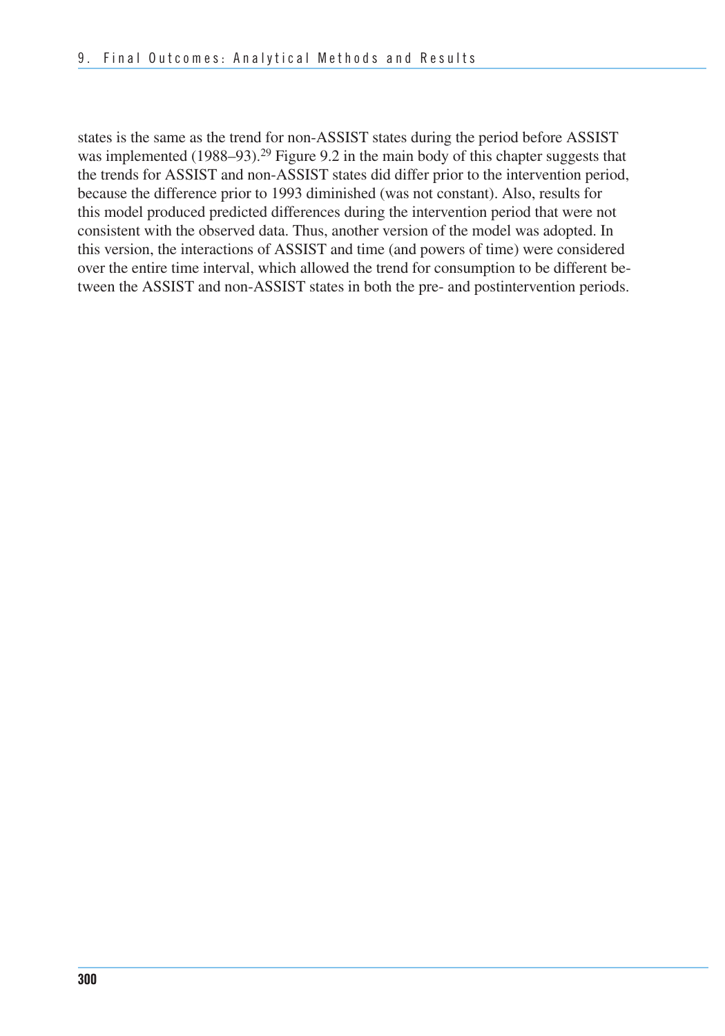states is the same as the trend for non-ASSIST states during the period before ASSIST was implemented (1988–93).[29] Figure 9.2 in the main body of this chapter suggests that the trends for ASSIST and non-ASSIST states did differ prior to the intervention period, because the difference prior to 1993 diminished (was not constant). Also, results for this model produced predicted differences during the intervention period that were not consistent with the observed data. Thus, another version of the model was adopted. In this version, the interactions of ASSIST and time (and powers of time) were considered over the entire time interval, which allowed the trend for consumption to be different between the ASSIST and non-ASSIST states in both the pre- and postintervention periods.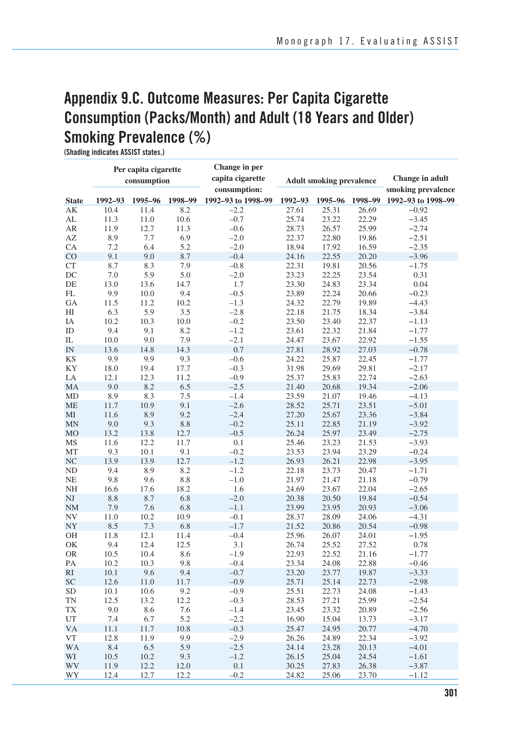## Appendix 9.C. Outcome Measures: Per Capita Cigarette Consumption (Packs/Month) and Adult (18 Years and Older) Smoking Prevalence (%)

(Shading indicates ASSIST states.)

| | Per capita cigarette consumption | | | Change in per capita cigarette consumption: | Adult smoking prevalence | | | Change in adult smoking prevalence |
|---|---|---|---|---|---|---|---|---|
| State | 1992–93 | 1995–96 | 1998–99 | 1992–93 to 1998–99 | 1992–93 | 1995–96 | 1998–99 | 1992–93 to 1998–99 |
| AK | 10.4 | 11.4 | 8.2 | –2.2 | 27.61 | 25.31 | 26.69 | –0.92 |
| AL | 11.3 | 11.0 | 10.6 | –0.7 | 25.74 | 23.22 | 22.29 | –3.45 |
| AR | 11.9 | 12.7 | 11.3 | –0.6 | 28.73 | 26.57 | 25.99 | –2.74 |
| AZ | 8.9 | 7.7 | 6.9 | –2.0 | 22.37 | 22.80 | 19.86 | –2.51 |
| CA | 7.2 | 6.4 | 5.2 | –2.0 | 18.94 | 17.92 | 16.59 | –2.35 |
| CO | 9.1 | 9.0 | 8.7 | –0.4 | 24.16 | 22.55 | 20.20 | –3.96 |
| CT | 8.7 | 8.3 | 7.9 | –0.8 | 22.31 | 19.81 | 20.56 | –1.75 |
| DC | 7.0 | 5.9 | 5.0 | –2.0 | 23.23 | 22.25 | 23.54 | 0.31 |
| DE | 13.0 | 13.6 | 14.7 | 1.7 | 23.30 | 24.83 | 23.34 | 0.04 |
| FL | 9.9 | 10.0 | 9.4 | –0.5 | 23.89 | 22.24 | 20.66 | –0.23 |
| GA | 11.5 | 11.2 | 10.2 | –1.3 | 24.32 | 22.79 | 19.89 | –4.43 |
| HI | 6.3 | 5.9 | 3.5 | –2.8 | 22.18 | 21.75 | 18.34 | –3.84 |
| IA | 10.2 | 10.3 | 10.0 | –0.2 | 23.50 | 23.40 | 22.37 | –1.13 |
| ID | 9.4 | 9.1 | 8.2 | –1.2 | 23.61 | 22.32 | 21.84 | –1.77 |
| IL | 10.0 | 9.0 | 7.9 | –2.1 | 24.47 | 23.67 | 22.92 | –1.55 |
| IN | 13.6 | 14.8 | 14.3 | 0.7 | 27.81 | 28.92 | 27.03 | –0.78 |
| KS | 9.9 | 9.9 | 9.3 | –0.6 | 24.22 | 25.87 | 22.45 | –1.77 |
| KY | 18.0 | 19.4 | 17.7 | –0.3 | 31.98 | 29.69 | 29.81 | –2.17 |
| LA | 12.1 | 12.3 | 11.2 | –0.9 | 25.37 | 25.83 | 22.74 | –2.63 |
| MA | 9.0 | 8.2 | 6.5 | –2.5 | 21.40 | 20.68 | 19.34 | –2.06 |
| MD | 8.9 | 8.3 | 7.5 | –1.4 | 23.59 | 21.07 | 19.46 | –4.13 |
| ME | 11.7 | 10.9 | 9.1 | –2.6 | 28.52 | 25.71 | 23.51 | –5.01 |
| MI | 11.6 | 8.9 | 9.2 | –2.4 | 27.20 | 25.67 | 23.36 | –3.84 |
| MN | 9.0 | 9.3 | 8.8 | –0.2 | 25.11 | 22.85 | 21.19 | –3.92 |
| MO | 13.2 | 13.8 | 12.7 | –0.5 | 26.24 | 25.97 | 23.49 | –2.75 |
| MS | 11.6 | 12.2 | 11.7 | 0.1 | 25.46 | 23.23 | 21.53 | –3.93 |
| MT | 9.3 | 10.1 | 9.1 | –0.2 | 23.53 | 23.94 | 23.29 | –0.24 |
| NC | 13.9 | 13.9 | 12.7 | –1.2 | 26.93 | 26.21 | 22.98 | –3.95 |
| ND | 9.4 | 8.9 | 8.2 | –1.2 | 22.18 | 23.73 | 20.47 | –1.71 |
| NE | 9.8 | 9.6 | 8.8 | –1.0 | 21.97 | 21.47 | 21.18 | –0.79 |
| NH | 16.6 | 17.6 | 18.2 | 1.6 | 24.69 | 23.67 | 22.04 | –2.65 |
| NJ | 8.8 | 8.7 | 6.8 | –2.0 | 20.38 | 20.50 | 19.84 | –0.54 |
| NM | 7.9 | 7.6 | 6.8 | –1.1 | 23.99 | 23.95 | 20.93 | –3.06 |
| NV | 11.0 | 10.2 | 10.9 | –0.1 | 28.37 | 28.09 | 24.06 | –4.31 |
| NY | 8.5 | 7.3 | 6.8 | –1.7 | 21.52 | 20.86 | 20.54 | –0.98 |
| OH | 11.8 | 12.1 | 11.4 | –0.4 | 25.96 | 26.07 | 24.01 | –1.95 |
| OK | 9.4 | 12.4 | 12.5 | 3.1 | 26.74 | 25.52 | 27.52 | 0.78 |
| OR | 10.5 | 10.4 | 8.6 | –1.9 | 22.93 | 22.52 | 21.16 | –1.77 |
| PA | 10.2 | 10.3 | 9.8 | –0.4 | 23.34 | 24.08 | 22.88 | –0.46 |
| RI | 10.1 | 9.6 | 9.4 | –0.7 | 23.20 | 23.77 | 19.87 | –3.33 |
| SC | 12.6 | 11.0 | 11.7 | –0.9 | 25.71 | 25.14 | 22.73 | –2.98 |
| SD | 10.1 | 10.6 | 9.2 | –0.9 | 25.51 | 22.73 | 24.08 | –1.43 |
| TN | 12.5 | 13.2 | 12.2 | –0.3 | 28.53 | 27.21 | 25.99 | –2.54 |
| TX | 9.0 | 8.6 | 7.6 | –1.4 | 23.45 | 23.32 | 20.89 | –2.56 |
| UT | 7.4 | 6.7 | 5.2 | –2.2 | 16.90 | 15.04 | 13.73 | –3.17 |
| VA | 11.1 | 11.7 | 10.8 | –0.3 | 25.47 | 24.95 | 20.77 | –4.70 |
| VT | 12.8 | 11.9 | 9.9 | –2.9 | 26.26 | 24.89 | 22.34 | –3.92 |
| WA | 8.4 | 6.5 | 5.9 | –2.5 | 24.14 | 23.28 | 20.13 | –4.01 |
| WI | 10.5 | 10.2 | 9.3 | –1.2 | 26.15 | 25.04 | 24.54 | –1.61 |
| WV | 11.9 | 12.2 | 12.0 | 0.1 | 30.25 | 27.83 | 26.38 | –3.87 |
| WY | 12.4 | 12.7 | 12.2 | –0.2 | 24.82 | 25.06 | 23.70 | –1.12 |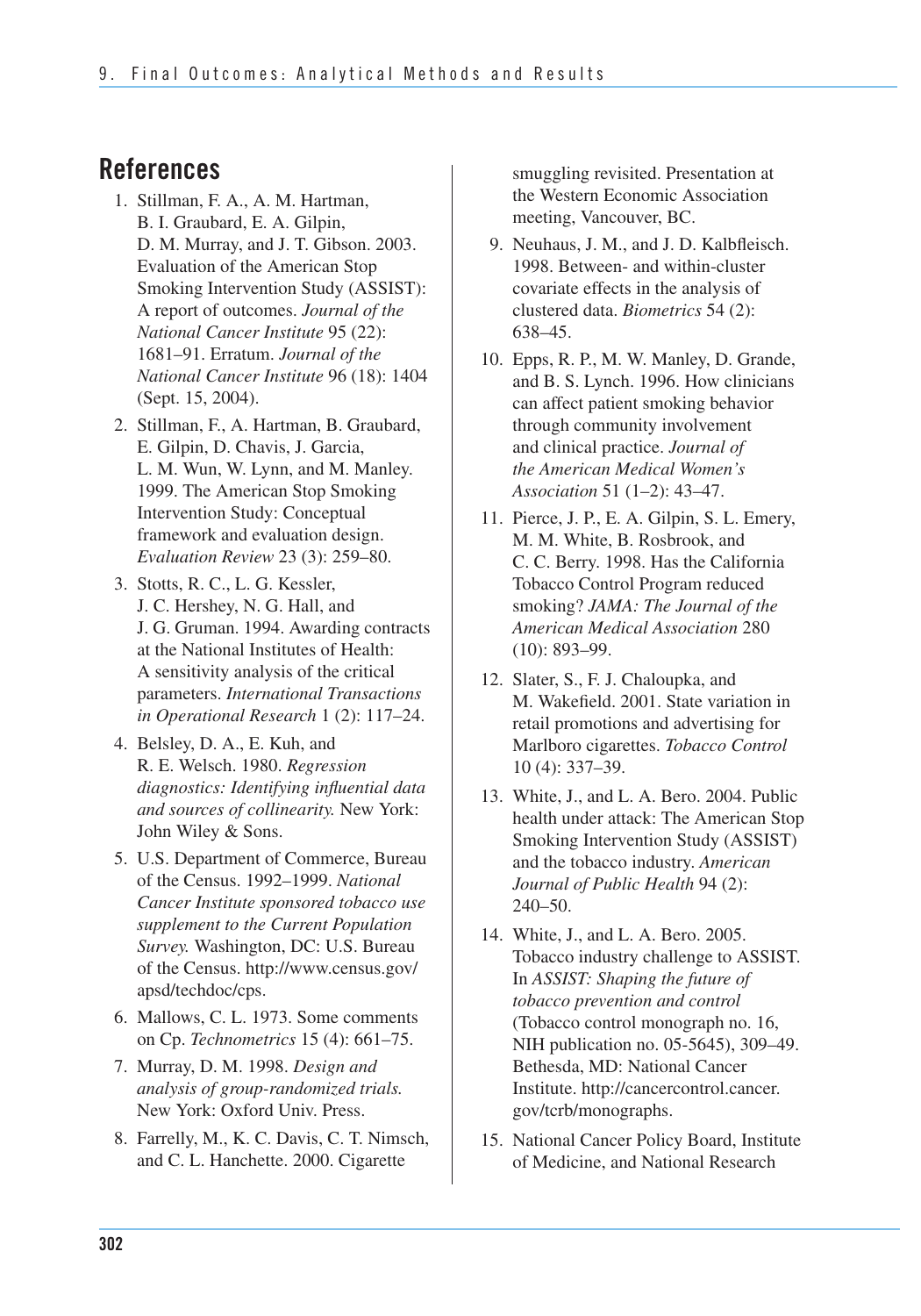## References

1. Stillman, F. A., A. M. Hartman, B. I. Graubard, E. A. Gilpin, D. M. Murray, and J. T. Gibson. 2003. Evaluation of the American Stop Smoking Intervention Study (ASSIST): A report of outcomes. *Journal of the National Cancer Institute* 95 (22): 1681–91. Erratum. *Journal of the National Cancer Institute* 96 (18): 1404 (Sept. 15, 2004).
2. Stillman, F., A. Hartman, B. Graubard, E. Gilpin, D. Chavis, J. Garcia, L. M. Wun, W. Lynn, and M. Manley. 1999. The American Stop Smoking Intervention Study: Conceptual framework and evaluation design. *Evaluation Review* 23 (3): 259–80.
3. Stotts, R. C., L. G. Kessler, J. C. Hershey, N. G. Hall, and J. G. Gruman. 1994. Awarding contracts at the National Institutes of Health: A sensitivity analysis of the critical parameters. *International Transactions in Operational Research* 1 (2): 117–24.
4. Belsley, D. A., E. Kuh, and R. E. Welsch. 1980. *Regression diagnostics: Identifying influential data and sources of collinearity.* New York: John Wiley & Sons.
5. U.S. Department of Commerce, Bureau of the Census. 1992–1999. *National Cancer Institute sponsored tobacco use supplement to the Current Population Survey.* Washington, DC: U.S. Bureau of the Census. http://www.census.gov/apsd/techdoc/cps.
6. Mallows, C. L. 1973. Some comments on Cp. *Technometrics* 15 (4): 661–75.
7. Murray, D. M. 1998. *Design and analysis of group-randomized trials.* New York: Oxford Univ. Press.
8. Farrelly, M., K. C. Davis, C. T. Nimsch, and C. L. Hanchette. 2000. Cigarette smuggling revisited. Presentation at the Western Economic Association meeting, Vancouver, BC.
9. Neuhaus, J. M., and J. D. Kalbfleisch. 1998. Between- and within-cluster covariate effects in the analysis of clustered data. *Biometrics* 54 (2): 638–45.
10. Epps, R. P., M. W. Manley, D. Grande, and B. S. Lynch. 1996. How clinicians can affect patient smoking behavior through community involvement and clinical practice. *Journal of the American Medical Women's Association* 51 (1–2): 43–47.
11. Pierce, J. P., E. A. Gilpin, S. L. Emery, M. M. White, B. Rosbrook, and C. C. Berry. 1998. Has the California Tobacco Control Program reduced smoking? *JAMA: The Journal of the American Medical Association* 280 (10): 893–99.
12. Slater, S., F. J. Chaloupka, and M. Wakefield. 2001. State variation in retail promotions and advertising for Marlboro cigarettes. *Tobacco Control* 10 (4): 337–39.
13. White, J., and L. A. Bero. 2004. Public health under attack: The American Stop Smoking Intervention Study (ASSIST) and the tobacco industry. *American Journal of Public Health* 94 (2): 240–50.
14. White, J., and L. A. Bero. 2005. Tobacco industry challenge to ASSIST. In *ASSIST: Shaping the future of tobacco prevention and control* (Tobacco control monograph no. 16, NIH publication no. 05-5645), 309–49. Bethesda, MD: National Cancer Institute. http://cancercontrol.cancer.gov/tcrb/monographs.
15. National Cancer Policy Board, Institute of Medicine, and National Research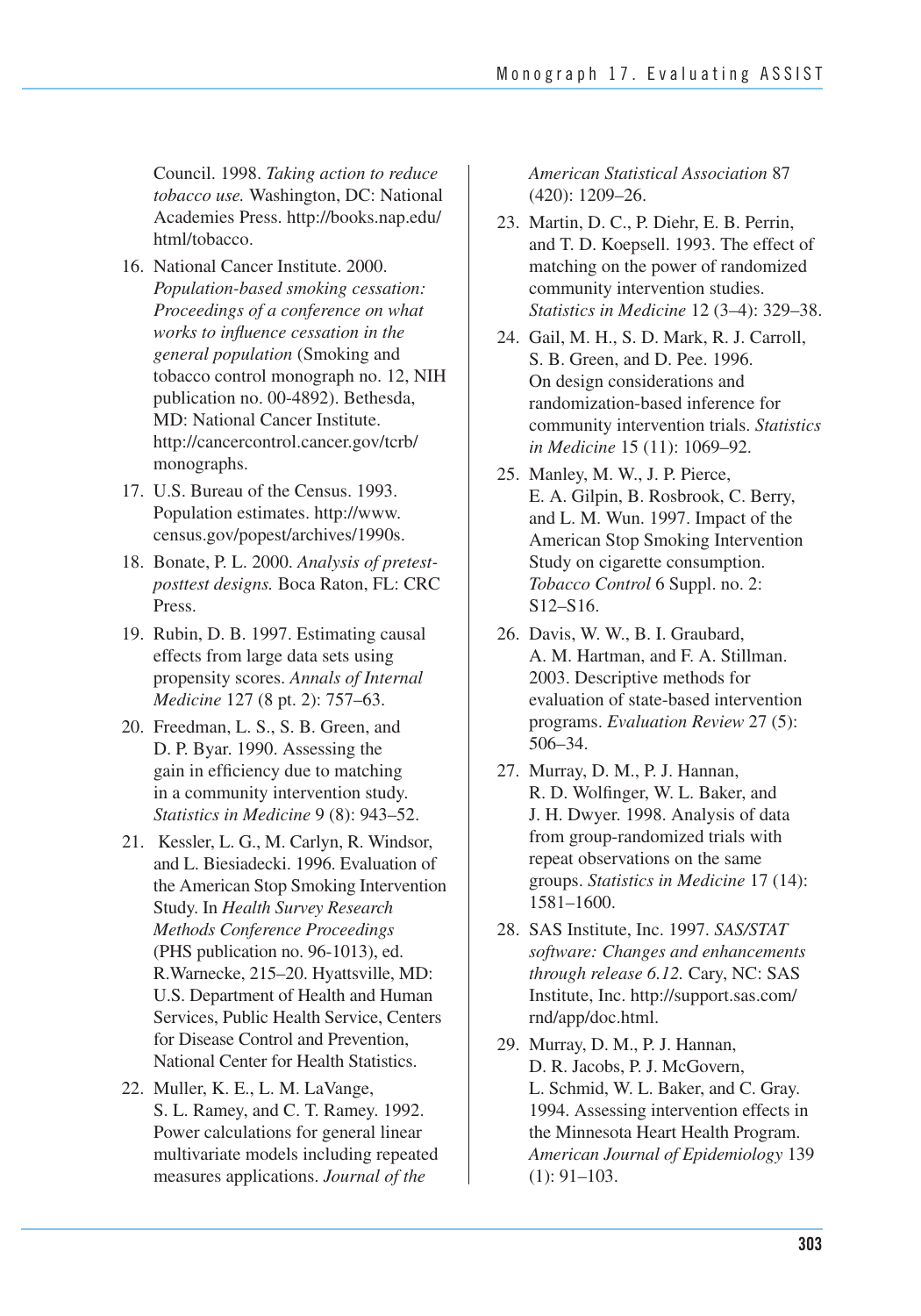Council. 1998. *Taking action to reduce tobacco use.* Washington, DC: National Academies Press. http://books.nap.edu/html/tobacco.

16. National Cancer Institute. 2000. *Population-based smoking cessation: Proceedings of a conference on what works to influence cessation in the general population* (Smoking and tobacco control monograph no. 12, NIH publication no. 00-4892). Bethesda, MD: National Cancer Institute. http://cancercontrol.cancer.gov/tcrb/monographs.
17. U.S. Bureau of the Census. 1993. Population estimates. http://www.census.gov/popest/archives/1990s.
18. Bonate, P. L. 2000. *Analysis of pretest-posttest designs.* Boca Raton, FL: CRC Press.
19. Rubin, D. B. 1997. Estimating causal effects from large data sets using propensity scores. *Annals of Internal Medicine* 127 (8 pt. 2): 757–63.
20. Freedman, L. S., S. B. Green, and D. P. Byar. 1990. Assessing the gain in efficiency due to matching in a community intervention study. *Statistics in Medicine* 9 (8): 943–52.
21. Kessler, L. G., M. Carlyn, R. Windsor, and L. Biesiadecki. 1996. Evaluation of the American Stop Smoking Intervention Study. In *Health Survey Research Methods Conference Proceedings* (PHS publication no. 96-1013), ed. R.Warnecke, 215–20. Hyattsville, MD: U.S. Department of Health and Human Services, Public Health Service, Centers for Disease Control and Prevention, National Center for Health Statistics.
22. Muller, K. E., L. M. LaVange, S. L. Ramey, and C. T. Ramey. 1992. Power calculations for general linear multivariate models including repeated measures applications. *Journal of the American Statistical Association* 87 (420): 1209–26.
23. Martin, D. C., P. Diehr, E. B. Perrin, and T. D. Koepsell. 1993. The effect of matching on the power of randomized community intervention studies. *Statistics in Medicine* 12 (3–4): 329–38.
24. Gail, M. H., S. D. Mark, R. J. Carroll, S. B. Green, and D. Pee. 1996. On design considerations and randomization-based inference for community intervention trials. *Statistics in Medicine* 15 (11): 1069–92.
25. Manley, M. W., J. P. Pierce, E. A. Gilpin, B. Rosbrook, C. Berry, and L. M. Wun. 1997. Impact of the American Stop Smoking Intervention Study on cigarette consumption. *Tobacco Control* 6 Suppl. no. 2: S12–S16.
26. Davis, W. W., B. I. Graubard, A. M. Hartman, and F. A. Stillman. 2003. Descriptive methods for evaluation of state-based intervention programs. *Evaluation Review* 27 (5): 506–34.
27. Murray, D. M., P. J. Hannan, R. D. Wolfinger, W. L. Baker, and J. H. Dwyer. 1998. Analysis of data from group-randomized trials with repeat observations on the same groups. *Statistics in Medicine* 17 (14): 1581–1600.
28. SAS Institute, Inc. 1997. *SAS/STAT software: Changes and enhancements through release 6.12.* Cary, NC: SAS Institute, Inc. http://support.sas.com/rnd/app/doc.html.
29. Murray, D. M., P. J. Hannan, D. R. Jacobs, P. J. McGovern, L. Schmid, W. L. Baker, and C. Gray. 1994. Assessing intervention effects in the Minnesota Heart Health Program. *American Journal of Epidemiology* 139 (1): 91–103.